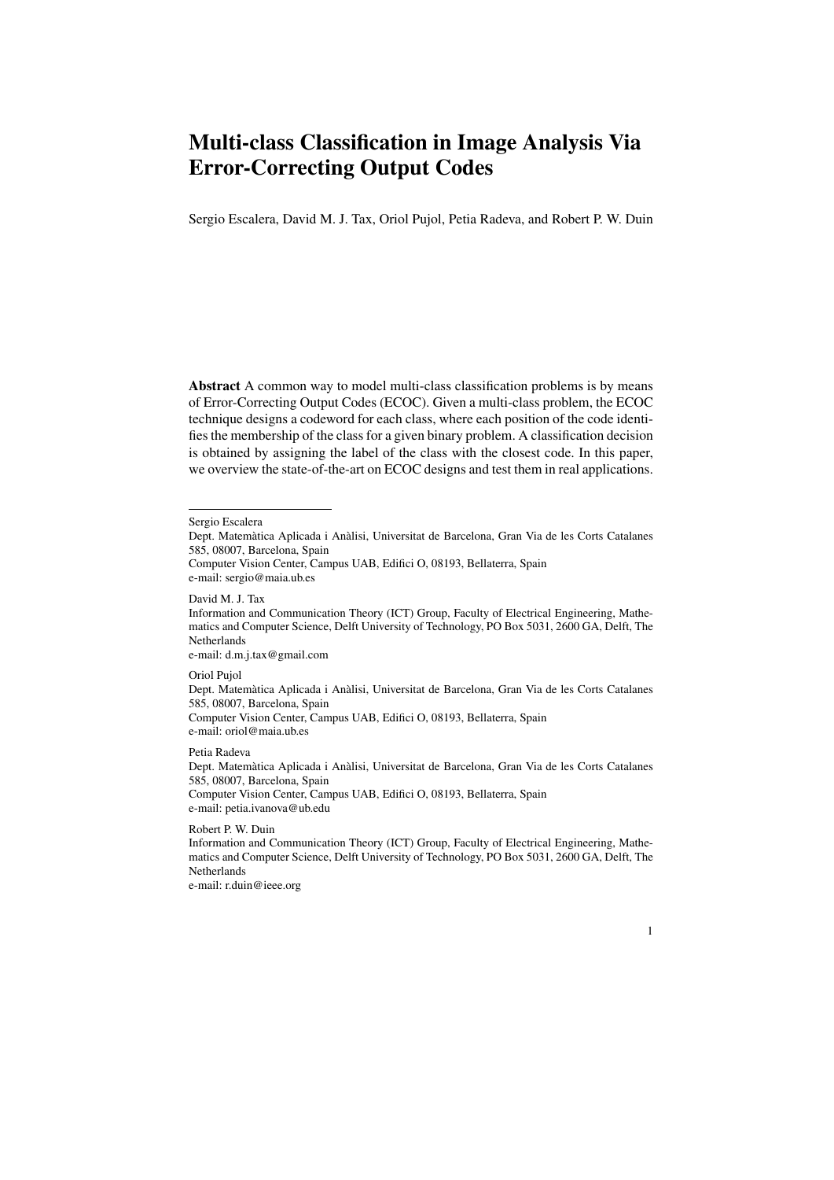# Multi-class Classification in Image Analysis Via Error-Correcting Output Codes

Sergio Escalera, David M. J. Tax, Oriol Pujol, Petia Radeva, and Robert P. W. Duin

**Abstract** A common way to model multi-class classification problems is by means of Error-Correcting Output Codes (ECOC). Given a multi-class problem, the ECOC technique designs a codeword for each class, where each position of the code identifies the membership of the class for a given binary problem. A classification decision is obtained by assigning the label of the class with the closest code. In this paper, we overview the state-of-the-art on ECOC designs and test them in real applications.

---

Sergio Escalera
Dept. Matemàtica Aplicada i Anàlisi, Universitat de Barcelona, Gran Via de les Corts Catalanes 585, 08007, Barcelona, Spain
Computer Vision Center, Campus UAB, Edifici O, 08193, Bellaterra, Spain
e-mail: sergio@maia.ub.es

David M. J. Tax
Information and Communication Theory (ICT) Group, Faculty of Electrical Engineering, Mathematics and Computer Science, Delft University of Technology, PO Box 5031, 2600 GA, Delft, The Netherlands
e-mail: d.m.j.tax@gmail.com

Oriol Pujol
Dept. Matemàtica Aplicada i Anàlisi, Universitat de Barcelona, Gran Via de les Corts Catalanes 585, 08007, Barcelona, Spain
Computer Vision Center, Campus UAB, Edifici O, 08193, Bellaterra, Spain
e-mail: oriol@maia.ub.es

Petia Radeva
Dept. Matemàtica Aplicada i Anàlisi, Universitat de Barcelona, Gran Via de les Corts Catalanes 585, 08007, Barcelona, Spain
Computer Vision Center, Campus UAB, Edifici O, 08193, Bellaterra, Spain
e-mail: petia.ivanova@ub.edu

Robert P. W. Duin
Information and Communication Theory (ICT) Group, Faculty of Electrical Engineering, Mathematics and Computer Science, Delft University of Technology, PO Box 5031, 2600 GA, Delft, The Netherlands
e-mail: r.duin@ieee.org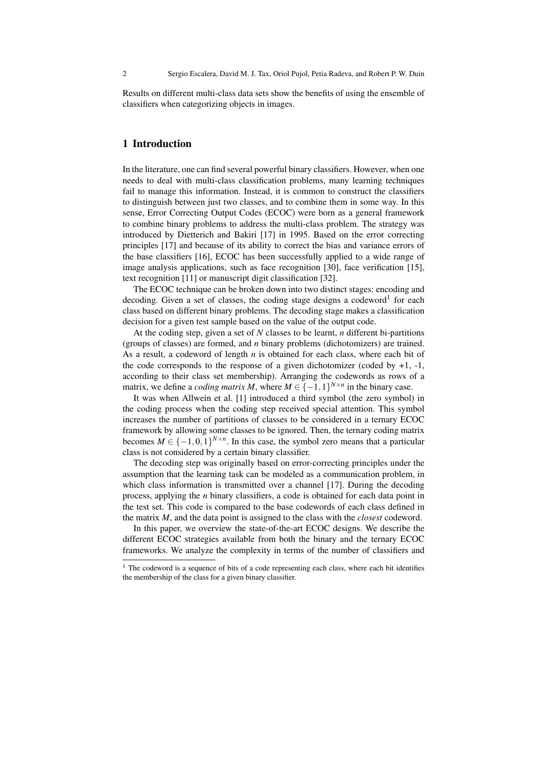Results on different multi-class data sets show the benefits of using the ensemble of classifiers when categorizing objects in images.

## 1 Introduction

In the literature, one can find several powerful binary classifiers. However, when one needs to deal with multi-class classification problems, many learning techniques fail to manage this information. Instead, it is common to construct the classifiers to distinguish between just two classes, and to combine them in some way. In this sense, Error Correcting Output Codes (ECOC) were born as a general framework to combine binary problems to address the multi-class problem. The strategy was introduced by Dietterich and Bakiri [17] in 1995. Based on the error correcting principles [17] and because of its ability to correct the bias and variance errors of the base classifiers [16], ECOC has been successfully applied to a wide range of image analysis applications, such as face recognition [30], face verification [15], text recognition [11] or manuscript digit classification [32].

The ECOC technique can be broken down into two distinct stages: encoding and decoding. Given a set of classes, the coding stage designs a codeword[1] for each class based on different binary problems. The decoding stage makes a classification decision for a given test sample based on the value of the output code.

At the coding step, given a set of $N$ classes to be learnt, $n$ different bi-partitions (groups of classes) are formed, and $n$ binary problems (dichotomizers) are trained. As a result, a codeword of length $n$ is obtained for each class, where each bit of the code corresponds to the response of a given dichotomizer (coded by +1, -1, according to their class set membership). Arranging the codewords as rows of a matrix, we define a *coding matrix* $M$, where $M \in \{-1,1\}^{N \times n}$ in the binary case.

It was when Allwein et al. [1] introduced a third symbol (the zero symbol) in the coding process when the coding step received special attention. This symbol increases the number of partitions of classes to be considered in a ternary ECOC framework by allowing some classes to be ignored. Then, the ternary coding matrix becomes $M \in \{-1,0,1\}^{N \times n}$. In this case, the symbol zero means that a particular class is not considered by a certain binary classifier.

The decoding step was originally based on error-correcting principles under the assumption that the learning task can be modeled as a communication problem, in which class information is transmitted over a channel [17]. During the decoding process, applying the $n$ binary classifiers, a code is obtained for each data point in the test set. This code is compared to the base codewords of each class defined in the matrix $M$, and the data point is assigned to the class with the *closest* codeword.

In this paper, we overview the state-of-the-art ECOC designs. We describe the different ECOC strategies available from both the binary and the ternary ECOC frameworks. We analyze the complexity in terms of the number of classifiers and

[1] The codeword is a sequence of bits of a code representing each class, where each bit identifies the membership of the class for a given binary classifier.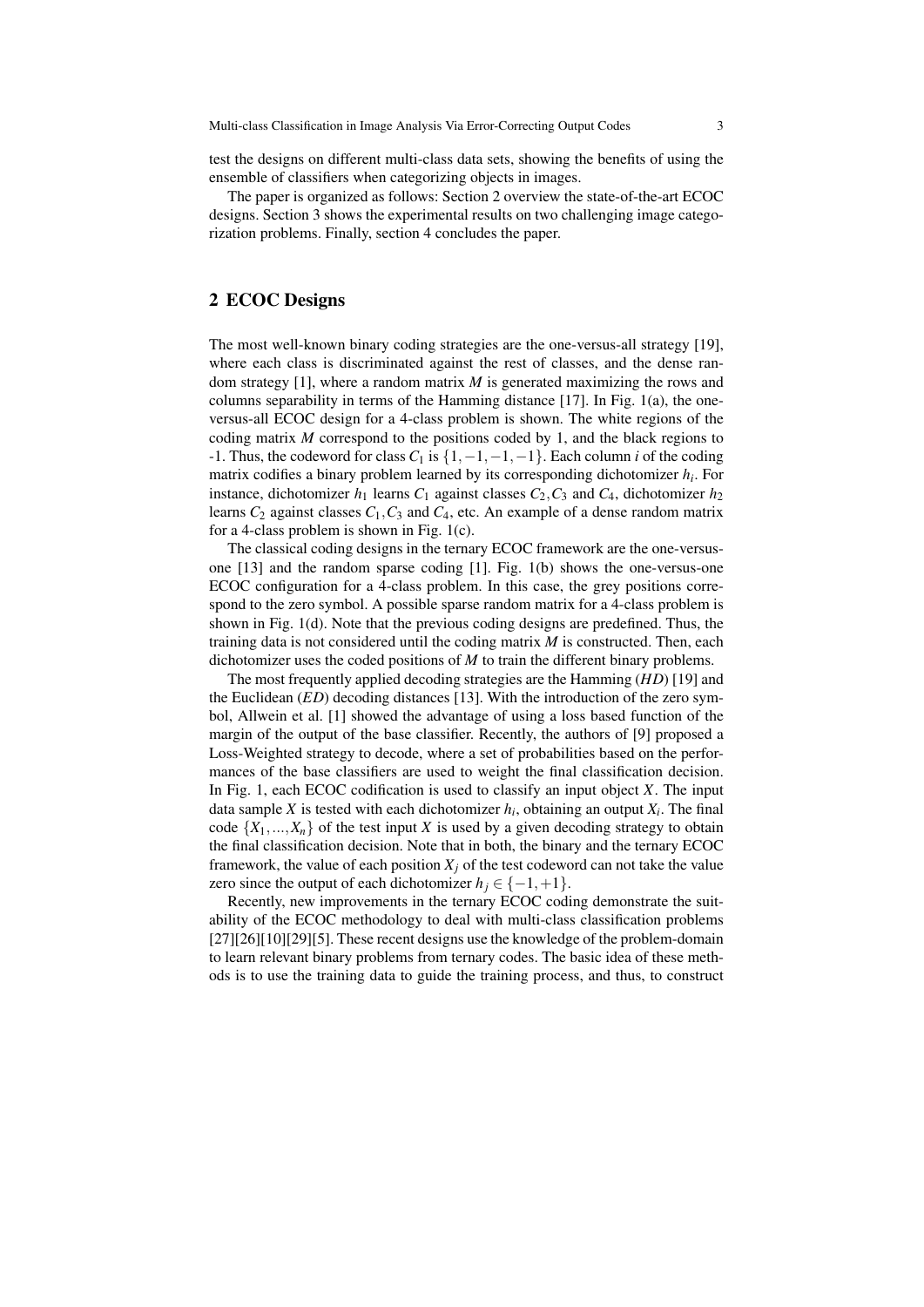test the designs on different multi-class data sets, showing the benefits of using the ensemble of classifiers when categorizing objects in images.

The paper is organized as follows: Section 2 overview the state-of-the-art ECOC designs. Section 3 shows the experimental results on two challenging image categorization problems. Finally, section 4 concludes the paper.

## 2 ECOC Designs

The most well-known binary coding strategies are the one-versus-all strategy [19], where each class is discriminated against the rest of classes, and the dense random strategy [1], where a random matrix $M$ is generated maximizing the rows and columns separability in terms of the Hamming distance [17]. In Fig. 1(a), the one-versus-all ECOC design for a 4-class problem is shown. The white regions of the coding matrix $M$ correspond to the positions coded by 1, and the black regions to -1. Thus, the codeword for class $C_1$ is $\{1,-1,-1,-1\}$. Each column $i$ of the coding matrix codifies a binary problem learned by its corresponding dichotomizer $h_i$. For instance, dichotomizer $h_1$ learns $C_1$ against classes $C_2, C_3$ and $C_4$, dichotomizer $h_2$ learns $C_2$ against classes $C_1, C_3$ and $C_4$, etc. An example of a dense random matrix for a 4-class problem is shown in Fig. 1(c).

The classical coding designs in the ternary ECOC framework are the one-versus-one [13] and the random sparse coding [1]. Fig. 1(b) shows the one-versus-one ECOC configuration for a 4-class problem. In this case, the grey positions correspond to the zero symbol. A possible sparse random matrix for a 4-class problem is shown in Fig. 1(d). Note that the previous coding designs are predefined. Thus, the training data is not considered until the coding matrix $M$ is constructed. Then, each dichotomizer uses the coded positions of $M$ to train the different binary problems.

The most frequently applied decoding strategies are the Hamming ($HD$) [19] and the Euclidean ($ED$) decoding distances [13]. With the introduction of the zero symbol, Allwein et al. [1] showed the advantage of using a loss based function of the margin of the output of the base classifier. Recently, the authors of [9] proposed a Loss-Weighted strategy to decode, where a set of probabilities based on the performances of the base classifiers are used to weight the final classification decision. In Fig. 1, each ECOC codification is used to classify an input object $X$. The input data sample $X$ is tested with each dichotomizer $h_i$, obtaining an output $X_i$. The final code $\{X_1,...,X_n\}$ of the test input $X$ is used by a given decoding strategy to obtain the final classification decision. Note that in both, the binary and the ternary ECOC framework, the value of each position $X_j$ of the test codeword can not take the value zero since the output of each dichotomizer $h_j \in \{-1,+1\}$.

Recently, new improvements in the ternary ECOC coding demonstrate the suitability of the ECOC methodology to deal with multi-class classification problems [27][26][10][29][5]. These recent designs use the knowledge of the problem-domain to learn relevant binary problems from ternary codes. The basic idea of these methods is to use the training data to guide the training process, and thus, to construct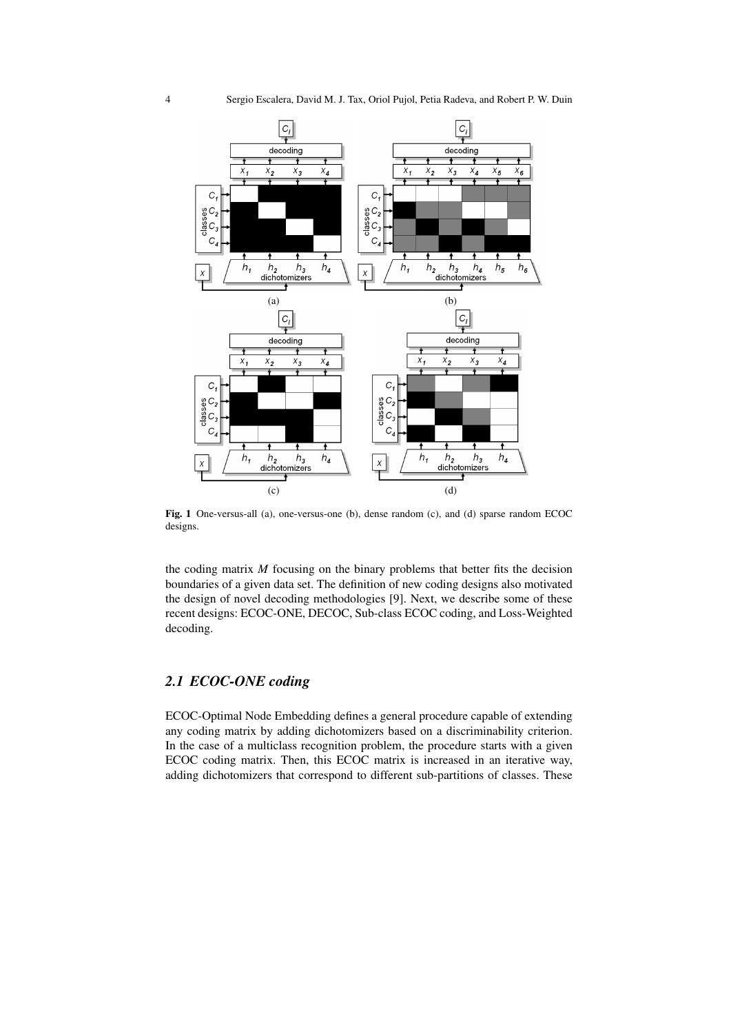Fig. 1 One-versus-all (a), one-versus-one (b), dense random (c), and (d) sparse random ECOC designs.

the coding matrix $M$ focusing on the binary problems that better fits the decision boundaries of a given data set. The definition of new coding designs also motivated the design of novel decoding methodologies [9]. Next, we describe some of these recent designs: ECOC-ONE, DECOC, Sub-class ECOC coding, and Loss-Weighted decoding.

## *2.1 ECOC-ONE coding*

ECOC-Optimal Node Embedding defines a general procedure capable of extending any coding matrix by adding dichotomizers based on a discriminability criterion. In the case of a multiclass recognition problem, the procedure starts with a given ECOC coding matrix. Then, this ECOC matrix is increased in an iterative way, adding dichotomizers that correspond to different sub-partitions of classes. These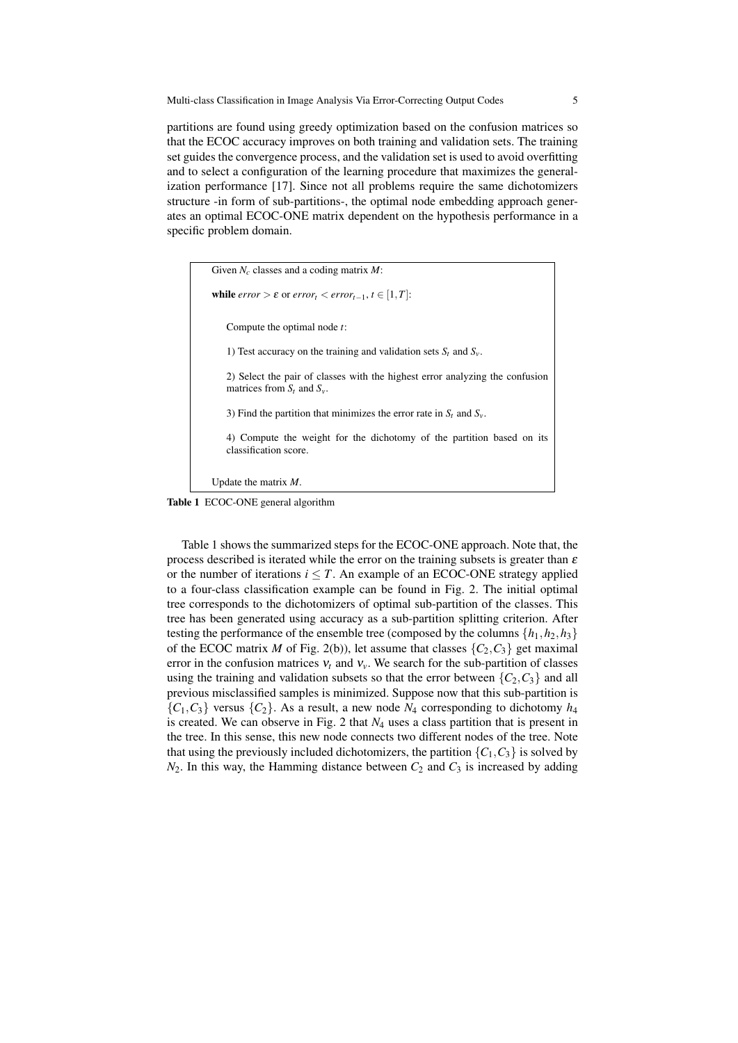partitions are found using greedy optimization based on the confusion matrices so that the ECOC accuracy improves on both training and validation sets. The training set guides the convergence process, and the validation set is used to avoid overfitting and to select a configuration of the learning procedure that maximizes the generalization performance [17]. Since not all problems require the same dichotomizers structure -in form of sub-partitions-, the optimal node embedding approach generates an optimal ECOC-ONE matrix dependent on the hypothesis performance in a specific problem domain.

> Given $N_c$ classes and a coding matrix $M$:
>
> **while** $error > \varepsilon$ or $error_t < error_{t-1}$, $t \in [1,T]$:
>
> Compute the optimal node $t$:
>
> 1) Test accuracy on the training and validation sets $S_t$ and $S_v$.
>
> 2) Select the pair of classes with the highest error analyzing the confusion matrices from $S_t$ and $S_v$.
>
> 3) Find the partition that minimizes the error rate in $S_t$ and $S_v$.
>
> 4) Compute the weight for the dichotomy of the partition based on its classification score.
>
> Update the matrix $M$.

**Table 1** ECOC-ONE general algorithm

Table 1 shows the summarized steps for the ECOC-ONE approach. Note that, the process described is iterated while the error on the training subsets is greater than $\varepsilon$ or the number of iterations $i \leq T$. An example of an ECOC-ONE strategy applied to a four-class classification example can be found in Fig. 2. The initial optimal tree corresponds to the dichotomizers of optimal sub-partition of the classes. This tree has been generated using accuracy as a sub-partition splitting criterion. After testing the performance of the ensemble tree (composed by the columns $\{h_1, h_2, h_3\}$ of the ECOC matrix $M$ of Fig. 2(b)), let assume that classes $\{C_2, C_3\}$ get maximal error in the confusion matrices $\nu_t$ and $\nu_v$. We search for the sub-partition of classes using the training and validation subsets so that the error between $\{C_2, C_3\}$ and all previous misclassified samples is minimized. Suppose now that this sub-partition is $\{C_1, C_3\}$ versus $\{C_2\}$. As a result, a new node $N_4$ corresponding to dichotomy $h_4$ is created. We can observe in Fig. 2 that $N_4$ uses a class partition that is present in the tree. In this sense, this new node connects two different nodes of the tree. Note that using the previously included dichotomizers, the partition $\{C_1, C_3\}$ is solved by $N_2$. In this way, the Hamming distance between $C_2$ and $C_3$ is increased by adding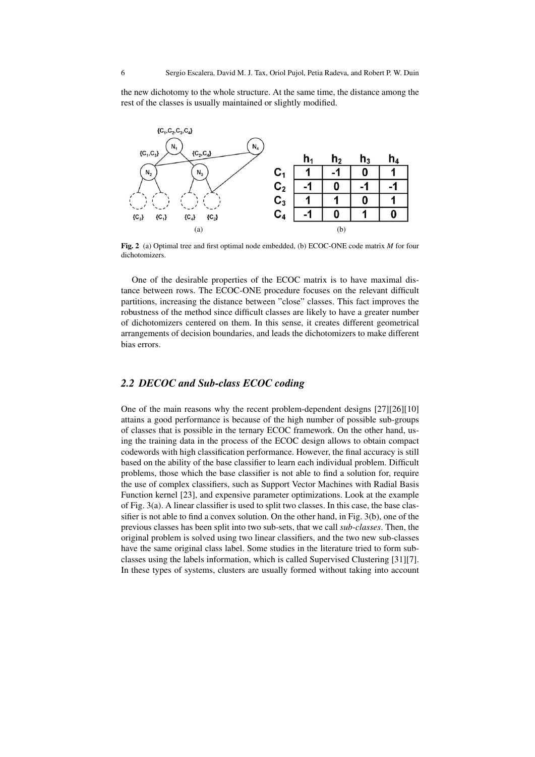the new dichotomy to the whole structure. At the same time, the distance among the rest of the classes is usually maintained or slightly modified.

|  | $h_1$ | $h_2$ | $h_3$ | $h_4$ |
|---|---|---|---|---|
| $C_1$ | 1 | -1 | 0 | 1 |
| $C_2$ | -1 | 0 | -1 | -1 |
| $C_3$ | 1 | 1 | 0 | 1 |
| $C_4$ | -1 | 0 | 1 | 0 |

**Fig. 2** (a) Optimal tree and first optimal node embedded, (b) ECOC-ONE code matrix *M* for four dichotomizers.

One of the desirable properties of the ECOC matrix is to have maximal distance between rows. The ECOC-ONE procedure focuses on the relevant difficult partitions, increasing the distance between "close" classes. This fact improves the robustness of the method since difficult classes are likely to have a greater number of dichotomizers centered on them. In this sense, it creates different geometrical arrangements of decision boundaries, and leads the dichotomizers to make different bias errors.

## *2.2 DECOC and Sub-class ECOC coding*

One of the main reasons why the recent problem-dependent designs [27][26][10] attains a good performance is because of the high number of possible sub-groups of classes that is possible in the ternary ECOC framework. On the other hand, using the training data in the process of the ECOC design allows to obtain compact codewords with high classification performance. However, the final accuracy is still based on the ability of the base classifier to learn each individual problem. Difficult problems, those which the base classifier is not able to find a solution for, require the use of complex classifiers, such as Support Vector Machines with Radial Basis Function kernel [23], and expensive parameter optimizations. Look at the example of Fig. 3(a). A linear classifier is used to split two classes. In this case, the base classifier is not able to find a convex solution. On the other hand, in Fig. 3(b), one of the previous classes has been split into two sub-sets, that we call *sub-classes*. Then, the original problem is solved using two linear classifiers, and the two new sub-classes have the same original class label. Some studies in the literature tried to form sub-classes using the labels information, which is called Supervised Clustering [31][7]. In these types of systems, clusters are usually formed without taking into account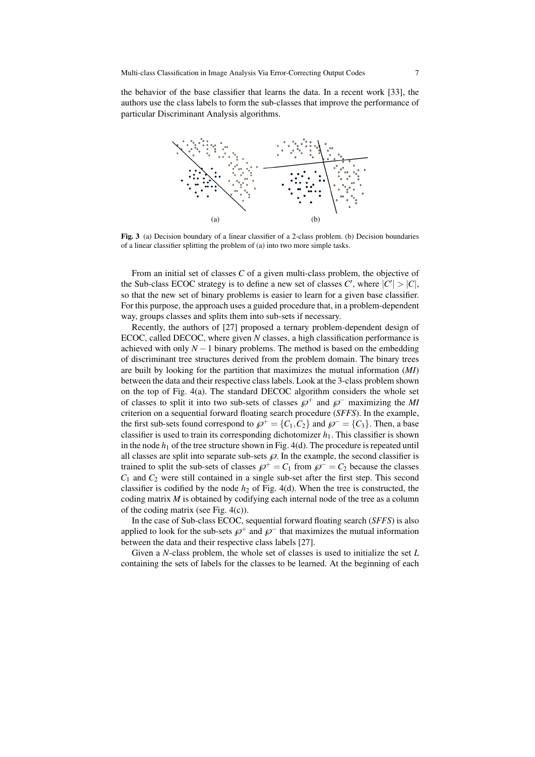the behavior of the base classifier that learns the data. In a recent work [33], the authors use the class labels to form the sub-classes that improve the performance of particular Discriminant Analysis algorithms.

**Fig. 3** (a) Decision boundary of a linear classifier of a 2-class problem. (b) Decision boundaries of a linear classifier splitting the problem of (a) into two more simple tasks.

From an initial set of classes $C$ of a given multi-class problem, the objective of the Sub-class ECOC strategy is to define a new set of classes $C'$, where $|C'| > |C|$, so that the new set of binary problems is easier to learn for a given base classifier. For this purpose, the approach uses a guided procedure that, in a problem-dependent way, groups classes and splits them into sub-sets if necessary.

Recently, the authors of [27] proposed a ternary problem-dependent design of ECOC, called DECOC, where given $N$ classes, a high classification performance is achieved with only $N-1$ binary problems. The method is based on the embedding of discriminant tree structures derived from the problem domain. The binary trees are built by looking for the partition that maximizes the mutual information (*MI*) between the data and their respective class labels. Look at the 3-class problem shown on the top of Fig. 4(a). The standard DECOC algorithm considers the whole set of classes to split it into two sub-sets of classes $\wp^+$ and $\wp^-$ maximizing the *MI* criterion on a sequential forward floating search procedure (*SFFS*). In the example, the first sub-sets found correspond to $\wp^+ = \{C_1, C_2\}$ and $\wp^- = \{C_3\}$. Then, a base classifier is used to train its corresponding dichotomizer $h_1$. This classifier is shown in the node $h_1$ of the tree structure shown in Fig. 4(d). The procedure is repeated until all classes are split into separate sub-sets $\wp$. In the example, the second classifier is trained to split the sub-sets of classes $\wp^+ = C_1$ from $\wp^- = C_2$ because the classes $C_1$ and $C_2$ were still contained in a single sub-set after the first step. This second classifier is codified by the node $h_2$ of Fig. 4(d). When the tree is constructed, the coding matrix $M$ is obtained by codifying each internal node of the tree as a column of the coding matrix (see Fig. 4(c)).

In the case of Sub-class ECOC, sequential forward floating search (*SFFS*) is also applied to look for the sub-sets $\wp^+$ and $\wp^-$ that maximizes the mutual information between the data and their respective class labels [27].

Given a $N$-class problem, the whole set of classes is used to initialize the set $L$ containing the sets of labels for the classes to be learned. At the beginning of each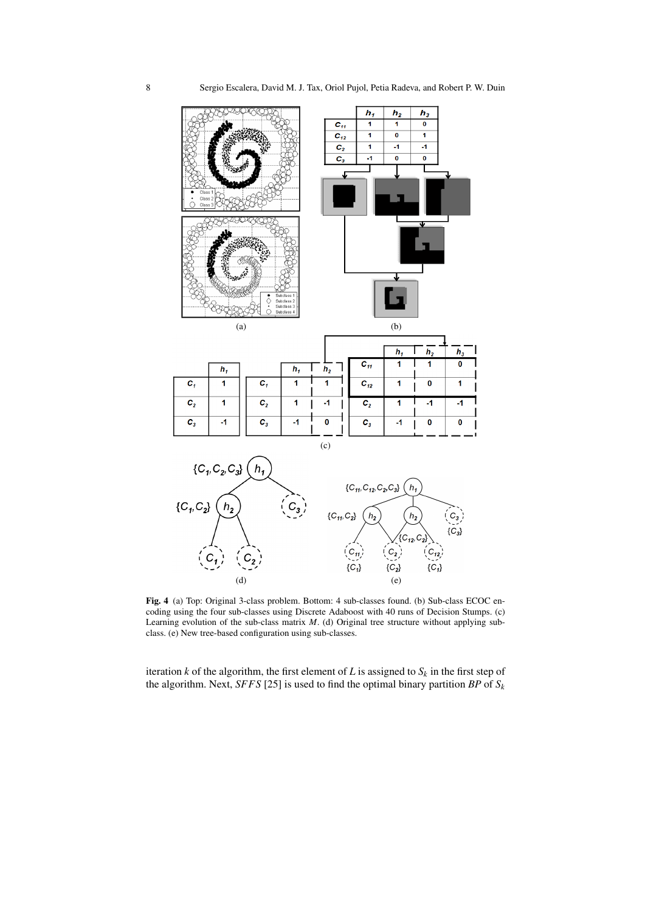**Fig. 4** (a) Top: Original 3-class problem. Bottom: 4 sub-classes found. (b) Sub-class ECOC encoding using the four sub-classes using Discrete Adaboost with 40 runs of Decision Stumps. (c) Learning evolution of the sub-class matrix $M$. (d) Original tree structure without applying sub-class. (e) New tree-based configuration using sub-classes.

iteration $k$ of the algorithm, the first element of $L$ is assigned to $S_k$ in the first step of the algorithm. Next, $SFFS$ [25] is used to find the optimal binary partition $BP$ of $S_k$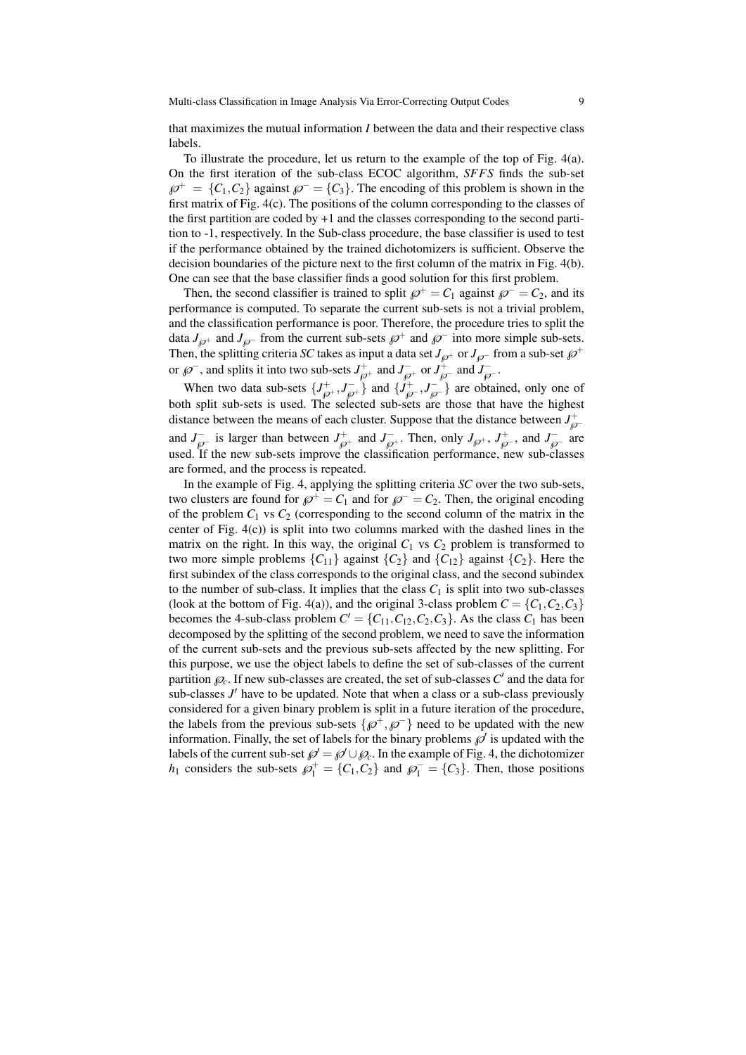that maximizes the mutual information $I$ between the data and their respective class labels.

To illustrate the procedure, let us return to the example of the top of Fig. 4(a). On the first iteration of the sub-class ECOC algorithm, *SFFS* finds the sub-set $\wp^+ = \{C_1, C_2\}$ against $\wp^- = \{C_3\}$. The encoding of this problem is shown in the first matrix of Fig. 4(c). The positions of the column corresponding to the classes of the first partition are coded by +1 and the classes corresponding to the second partition to -1, respectively. In the Sub-class procedure, the base classifier is used to test if the performance obtained by the trained dichotomizers is sufficient. Observe the decision boundaries of the picture next to the first column of the matrix in Fig. 4(b). One can see that the base classifier finds a good solution for this first problem.

Then, the second classifier is trained to split $\wp^+ = C_1$ against $\wp^- = C_2$, and its performance is computed. To separate the current sub-sets is not a trivial problem, and the classification performance is poor. Therefore, the procedure tries to split the data $J_{\wp^+}$ and $J_{\wp^-}$ from the current sub-sets $\wp^+$ and $\wp^-$ into more simple sub-sets. Then, the splitting criteria *SC* takes as input a data set $J_{\wp^+}$ or $J_{\wp^-}$ from a sub-set $\wp^+$ or $\wp^-$, and splits it into two sub-sets $J^+_{\wp^+}$ and $J^-_{\wp^+}$ or $J^+_{\wp^-}$ and $J^-_{\wp^-}$.

When two data sub-sets $\{J^+_{\wp^+}, J^-_{\wp^+}\}$ and $\{J^+_{\wp^-}, J^-_{\wp^-}\}$ are obtained, only one of both split sub-sets is used. The selected sub-sets are those that have the highest distance between the means of each cluster. Suppose that the distance between $J^+_{\wp^-}$ and $J^-_{\wp^-}$ is larger than between $J^+_{\wp^+}$ and $J^-_{\wp^+}$. Then, only $J_{\wp^+}$, $J^+_{\wp^-}$, and $J^-_{\wp^-}$ are used. If the new sub-sets improve the classification performance, new sub-classes are formed, and the process is repeated.

In the example of Fig. 4, applying the splitting criteria *SC* over the two sub-sets, two clusters are found for $\wp^+ = C_1$ and for $\wp^- = C_2$. Then, the original encoding of the problem $C_1$ vs $C_2$ (corresponding to the second column of the matrix in the center of Fig. 4(c)) is split into two columns marked with the dashed lines in the matrix on the right. In this way, the original $C_1$ vs $C_2$ problem is transformed to two more simple problems $\{C_{11}\}$ against $\{C_2\}$ and $\{C_{12}\}$ against $\{C_2\}$. Here the first subindex of the class corresponds to the original class, and the second subindex to the number of sub-class. It implies that the class $C_1$ is split into two sub-classes (look at the bottom of Fig. 4(a)), and the original 3-class problem $C = \{C_1, C_2, C_3\}$ becomes the 4-sub-class problem $C' = \{C_{11}, C_{12}, C_2, C_3\}$. As the class $C_1$ has been decomposed by the splitting of the second problem, we need to save the information of the current sub-sets and the previous sub-sets affected by the new splitting. For this purpose, we use the object labels to define the set of sub-classes of the current partition $\wp_c$. If new sub-classes are created, the set of sub-classes $C'$ and the data for sub-classes $J'$ have to be updated. Note that when a class or a sub-class previously considered for a given binary problem is split in a future iteration of the procedure, the labels from the previous sub-sets $\{\wp^+, \wp^-\}$ need to be updated with the new information. Finally, the set of labels for the binary problems $\wp'$ is updated with the labels of the current sub-set $\wp' = \wp' \cup \wp_c$. In the example of Fig. 4, the dichotomizer $h_1$ considers the sub-sets $\wp^+_1 = \{C_1, C_2\}$ and $\wp^-_1 = \{C_3\}$. Then, those positions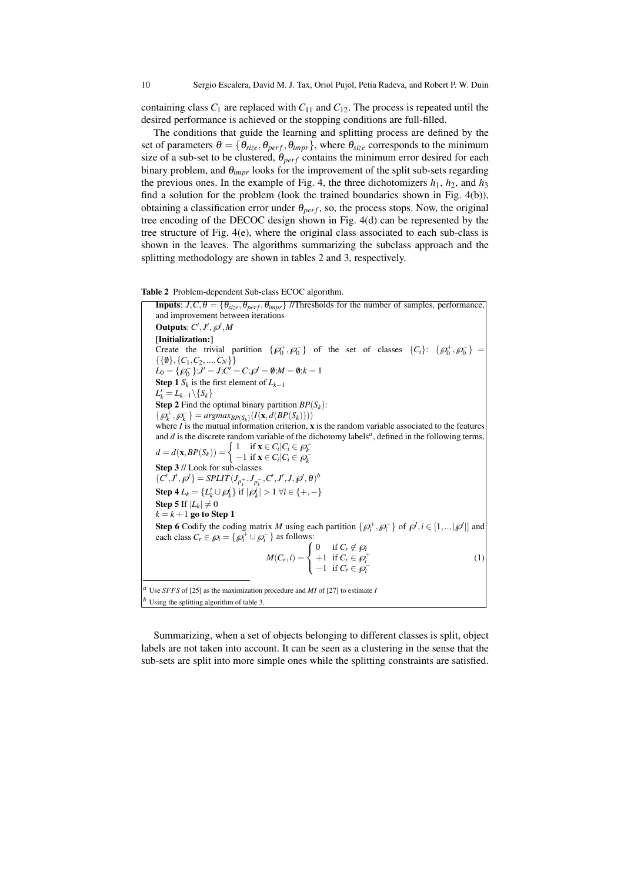containing class $C_1$ are replaced with $C_{11}$ and $C_{12}$. The process is repeated until the desired performance is achieved or the stopping conditions are full-filled.

The conditions that guide the learning and splitting process are defined by the set of parameters $\theta = \{\theta_{size}, \theta_{perf}, \theta_{impr}\}$, where $\theta_{size}$ corresponds to the minimum size of a sub-set to be clustered, $\theta_{perf}$ contains the minimum error desired for each binary problem, and $\theta_{impr}$ looks for the improvement of the split sub-sets regarding the previous ones. In the example of Fig. 4, the three dichotomizers $h_1$, $h_2$, and $h_3$ find a solution for the problem (look the trained boundaries shown in Fig. 4(b)), obtaining a classification error under $\theta_{perf}$, so, the process stops. Now, the original tree encoding of the DECOC design shown in Fig. 4(d) can be represented by the tree structure of Fig. 4(e), where the original class associated to each sub-class is shown in the leaves. The algorithms summarizing the subclass approach and the splitting methodology are shown in tables 2 and 3, respectively.

**Table 2** Problem-dependent Sub-class ECOC algorithm.

**Inputs**: $J, C, \theta = \{\theta_{size}, \theta_{perf}, \theta_{impr}\}$ //Thresholds for the number of samples, performance, and improvement between iterations

**Outputs**: $C', J', \wp', M$

**[Initialization:]**

Create the trivial partition $\{\wp_0^+, \wp_0^-\}$ of the set of classes $\{C_i\}$: $\{\wp_0^+, \wp_0^-\} = \{\{\emptyset\}, \{C_1, C_2, ..., C_N\}\}$

$L_0 = \{\wp_0^-\}; J' = J; C' = C; \wp' = \emptyset; M = \emptyset; k = 1$

**Step 1** $S_k$ is the first element of $L_{k-1}$

$L'_k = L_{k-1} \backslash \{S_k\}$

**Step 2** Find the optimal binary partition $BP(S_k)$:

$\{\wp_k^+, \wp_k^-\} = argmax_{BP(S_k)}(I(\mathbf{x}, d(BP(S_k))))$

where $I$ is the mutual information criterion, $\mathbf{x}$ is the random variable associated to the features and $d$ is the discrete random variable of the dichotomy labels[a], defined in the following terms,

$d = d(\mathbf{x}, BP(S_k)) = \begin{cases} 1 & \text{if } \mathbf{x} \in C_i | C_i \in \wp_k^+ \\ -1 & \text{if } \mathbf{x} \in C_i | C_i \in \wp_k^- \end{cases}$

**Step 3** // Look for sub-classes

$\{C', J', \wp'\} = SPLIT(J_{p_k^+}, J_{p_k^-}, C', J', J, \wp', \theta)$[b]

**Step 4** $L_k = \{L'_k \cup \wp_k^i\}$ if $|\wp_k^i| > 1 \; \forall i \in \{+, -\}$

**Step 5** If $|L_k| \neq 0$

$k = k + 1$ **go to Step 1**

**Step 6** Codify the coding matrix $M$ using each partition $\{\wp_i^+, \wp_i^-\}$ of $\wp', i \in [1, .., |\wp'|]$ and each class $C_r \in \wp_i = \{\wp_i^+ \cup \wp_i^-\}$ as follows:

$$M(C_r, i) = \begin{cases} 0 & \text{if } C_r \notin \wp_i \\ +1 & \text{if } C_r \in \wp_i^+ \\ -1 & \text{if } C_r \in \wp_i^- \end{cases} \tag{1}$$

[a] Use $SFFS$ of [25] as the maximization procedure and $MI$ of [27] to estimate $I$

[b] Using the splitting algorithm of table 3.

Summarizing, when a set of objects belonging to different classes is split, object labels are not taken into account. It can be seen as a clustering in the sense that the sub-sets are split into more simple ones while the splitting constraints are satisfied.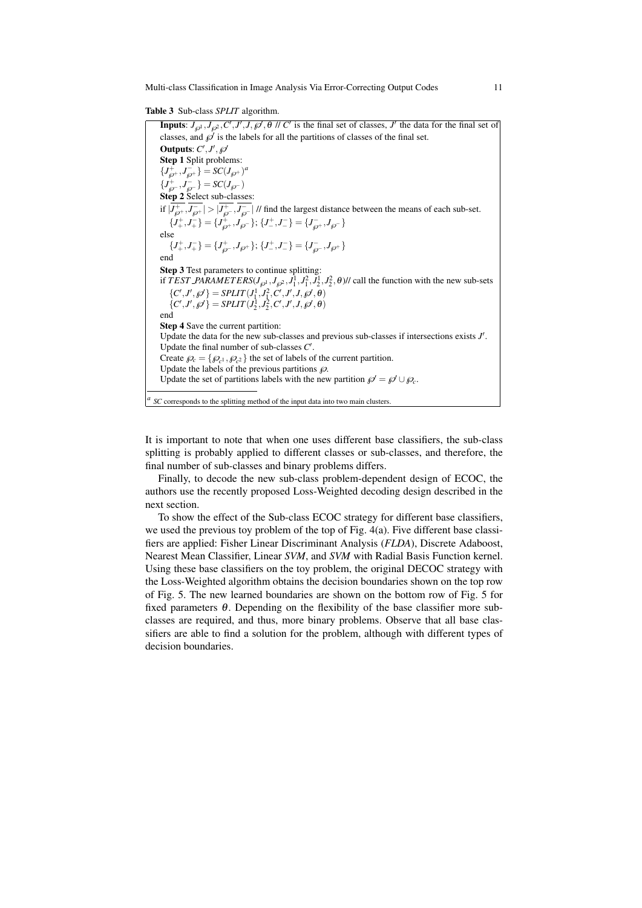**Table 3** Sub-class *SPLIT* algorithm.

**Inputs**: $J_{\wp^1}, J_{\wp^2}, C', J', J, \wp', \theta$ // $C'$ is the final set of classes, $J'$ the data for the final set of classes, and $\wp'$ is the labels for all the partitions of classes of the final set.

**Outputs**: $C', J', \wp'$

**Step 1** Split problems:

$\{J^+_{\wp^+}, J^-_{\wp^+}\} = SC(J_{\wp^+})$[a]

$\{J^+_{\wp^-}, J^-_{\wp^-}\} = SC(J_{\wp^-})$

**Step 2** Select sub-classes:

if $|\overline{J^+_{\wp^+}}, \overline{J^-_{\wp^+}}| > |\overline{J^+_{\wp^-}}, \overline{J^-_{\wp^-}}|$ // find the largest distance between the means of each sub-set.

  $\{J^+_+, J^-_+\} = \{J^+_{\wp^+}, J_{\wp^-}\}$; $\{J^+_-, J^-_-\} = \{J^-_{\wp^+}, J_{\wp^-}\}$

else

  $\{J^+_+, J^-_+\} = \{J^+_{\wp^-}, J_{\wp^+}\}$; $\{J^+_-, J^-_-\} = \{J^-_{\wp^-}, J_{\wp^+}\}$

end

**Step 3** Test parameters to continue splitting:

if $TEST\_PARAMETERS(J_{\wp^1}, J_{\wp^2}, J^1_1, J^2_1, J^1_2, J^2_2, \theta)$// call the function with the new sub-sets

  $\{C', J', \wp'\} = SPLIT(J^1_1, J^2_1, C', J', J, \wp', \theta)$

  $\{C', J', \wp'\} = SPLIT(J^1_2, J^2_2, C', J', J, \wp', \theta)$

end

**Step 4** Save the current partition:

Update the data for the new sub-classes and previous sub-classes if intersections exists $J'$.

Update the final number of sub-classes $C'$.

Create $\wp_c = \{\wp_{c^1}, \wp_{c^2}\}$ the set of labels of the current partition.

Update the labels of the previous partitions $\wp$.

Update the set of partitions labels with the new partition $\wp' = \wp' \cup \wp_c$.

[a] *SC* corresponds to the splitting method of the input data into two main clusters.

It is important to note that when one uses different base classifiers, the sub-class splitting is probably applied to different classes or sub-classes, and therefore, the final number of sub-classes and binary problems differs.

Finally, to decode the new sub-class problem-dependent design of ECOC, the authors use the recently proposed Loss-Weighted decoding design described in the next section.

To show the effect of the Sub-class ECOC strategy for different base classifiers, we used the previous toy problem of the top of Fig. 4(a). Five different base classifiers are applied: Fisher Linear Discriminant Analysis (*FLDA*), Discrete Adaboost, Nearest Mean Classifier, Linear *SVM*, and *SVM* with Radial Basis Function kernel. Using these base classifiers on the toy problem, the original DECOC strategy with the Loss-Weighted algorithm obtains the decision boundaries shown on the top row of Fig. 5. The new learned boundaries are shown on the bottom row of Fig. 5 for fixed parameters $\theta$. Depending on the flexibility of the base classifier more sub-classes are required, and thus, more binary problems. Observe that all base classifiers are able to find a solution for the problem, although with different types of decision boundaries.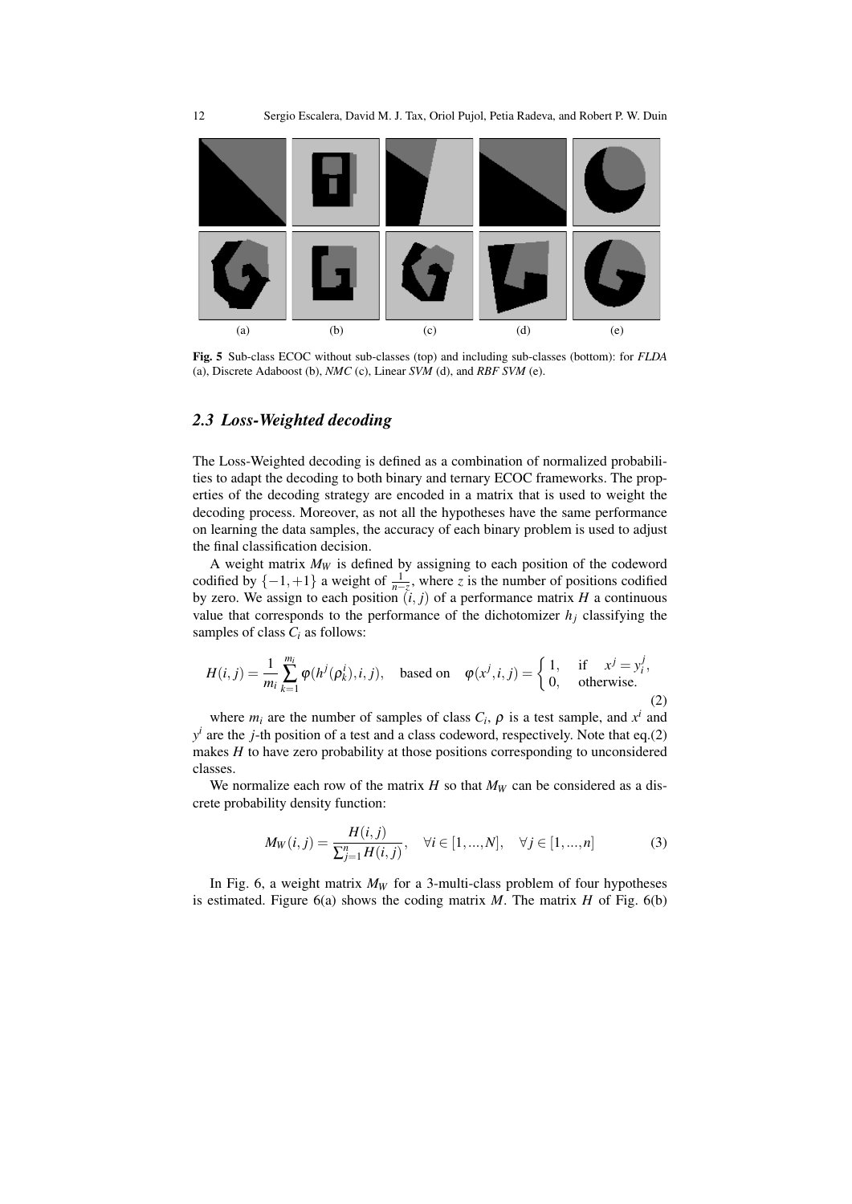(a) (b) (c) (d) (e)

**Fig. 5** Sub-class ECOC without sub-classes (top) and including sub-classes (bottom): for *FLDA* (a), Discrete Adaboost (b), *NMC* (c), Linear *SVM* (d), and *RBF SVM* (e).

### *2.3 Loss-Weighted decoding*

The Loss-Weighted decoding is defined as a combination of normalized probabilities to adapt the decoding to both binary and ternary ECOC frameworks. The properties of the decoding strategy are encoded in a matrix that is used to weight the decoding process. Moreover, as not all the hypotheses have the same performance on learning the data samples, the accuracy of each binary problem is used to adjust the final classification decision.

A weight matrix $M_W$ is defined by assigning to each position of the codeword codified by $\{-1,+1\}$ a weight of $\frac{1}{n-z}$, where $z$ is the number of positions codified by zero. We assign to each position $(i,j)$ of a performance matrix $H$ a continuous value that corresponds to the performance of the dichotomizer $h_j$ classifying the samples of class $C_i$ as follows:

$$H(i,j) = \frac{1}{m_i}\sum_{k=1}^{m_i} \varphi(h^j(\rho_k^i),i,j), \quad \text{based on} \quad \varphi(x^j,i,j) = \begin{cases} 1, & \text{if} \quad x^j = y_i^j, \\ 0, & \text{otherwise.} \end{cases} \tag{2}$$

where $m_i$ are the number of samples of class $C_i$, $\rho$ is a test sample, and $x^i$ and $y^i$ are the $j$-th position of a test and a class codeword, respectively. Note that eq.(2) makes $H$ to have zero probability at those positions corresponding to unconsidered classes.

We normalize each row of the matrix $H$ so that $M_W$ can be considered as a discrete probability density function:

$$M_W(i,j) = \frac{H(i,j)}{\sum_{j=1}^{n} H(i,j)}, \quad \forall i \in [1,...,N], \quad \forall j \in [1,...,n] \tag{3}$$

In Fig. 6, a weight matrix $M_W$ for a 3-multi-class problem of four hypotheses is estimated. Figure 6(a) shows the coding matrix $M$. The matrix $H$ of Fig. 6(b)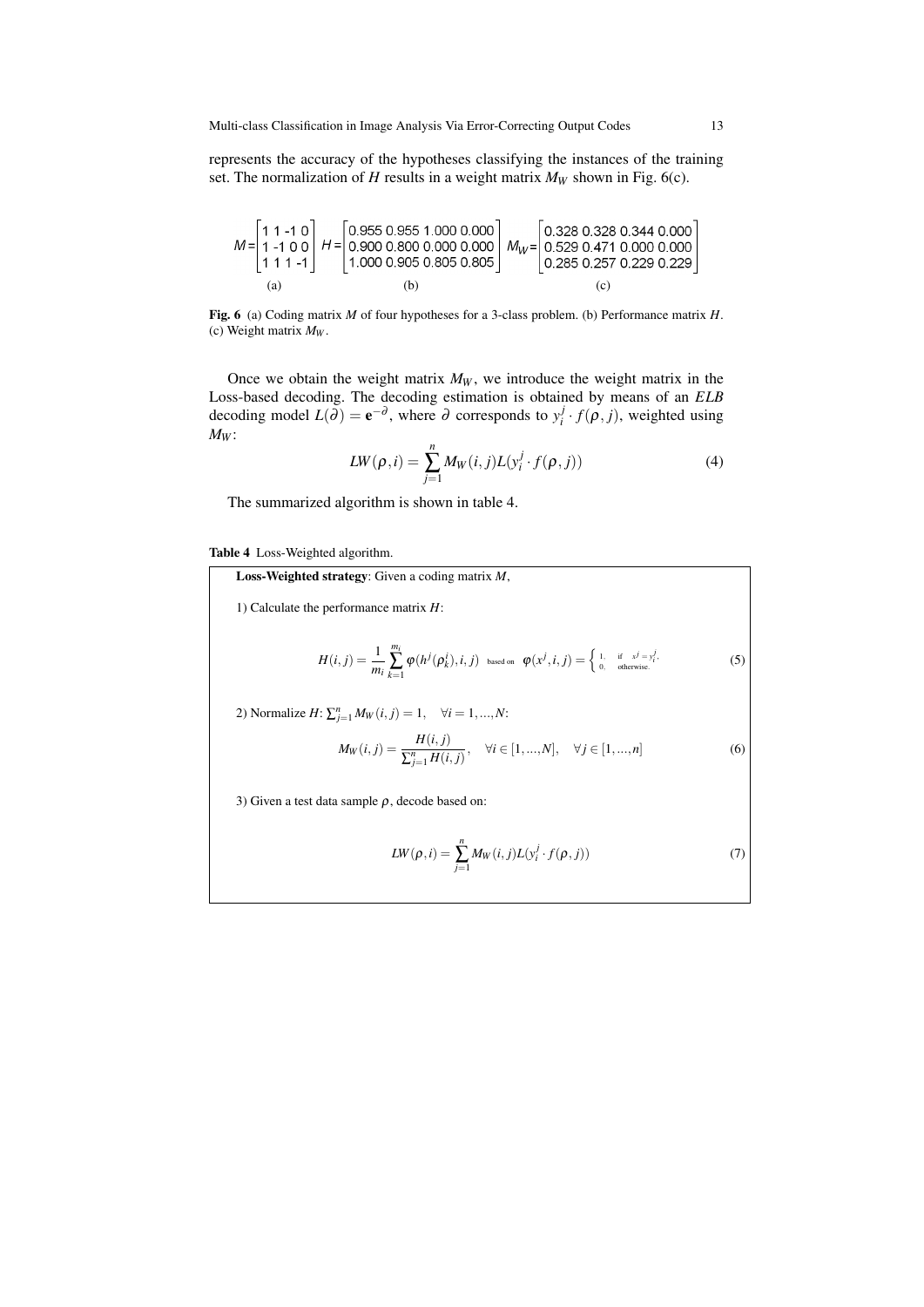represents the accuracy of the hypotheses classifying the instances of the training set. The normalization of $H$ results in a weight matrix $M_W$ shown in Fig. 6(c).

$$M = \begin{bmatrix} 1 & 1 & -1 & 0 \\ 1 & -1 & 0 & 0 \\ 1 & 1 & 1 & -1 \end{bmatrix} \quad H = \begin{bmatrix} 0.955 & 0.955 & 1.000 & 0.000 \\ 0.900 & 0.800 & 0.000 & 0.000 \\ 1.000 & 0.905 & 0.805 & 0.805 \end{bmatrix} \quad M_W = \begin{bmatrix} 0.328 & 0.328 & 0.344 & 0.000 \\ 0.529 & 0.471 & 0.000 & 0.000 \\ 0.285 & 0.257 & 0.229 & 0.229 \end{bmatrix}$$

(a) (b) (c)

**Fig. 6** (a) Coding matrix $M$ of four hypotheses for a 3-class problem. (b) Performance matrix $H$. (c) Weight matrix $M_W$.

Once we obtain the weight matrix $M_W$, we introduce the weight matrix in the Loss-based decoding. The decoding estimation is obtained by means of an *ELB* decoding model $L(\partial) = \mathbf{e}^{-\partial}$, where $\partial$ corresponds to $y_i^j \cdot f(\rho, j)$, weighted using $M_W$:

$$LW(\rho, i) = \sum_{j=1}^{n} M_W(i, j) L(y_i^j \cdot f(\rho, j)) \tag{4}$$

The summarized algorithm is shown in table 4.

**Table 4** Loss-Weighted algorithm.

**Loss-Weighted strategy**: Given a coding matrix $M$,

1) Calculate the performance matrix $H$:

$$H(i, j) = \frac{1}{m_i} \sum_{k=1}^{m_i} \varphi(h^j(\rho_k^i), i, j) \quad \text{based on} \quad \varphi(x^j, i, j) = \begin{cases} 1, & \text{if} \quad x^j = y_i^j, \\ 0, & \text{otherwise.} \end{cases} \tag{5}$$

2) Normalize $H$: $\sum_{j=1}^{n} M_W(i, j) = 1, \quad \forall i = 1, ..., N$:

$$M_W(i, j) = \frac{H(i, j)}{\sum_{j=1}^{n} H(i, j)}, \quad \forall i \in [1, ..., N], \quad \forall j \in [1, ..., n] \tag{6}$$

3) Given a test data sample $\rho$, decode based on:

$$LW(\rho, i) = \sum_{j=1}^{n} M_W(i, j) L(y_i^j \cdot f(\rho, j)) \tag{7}$$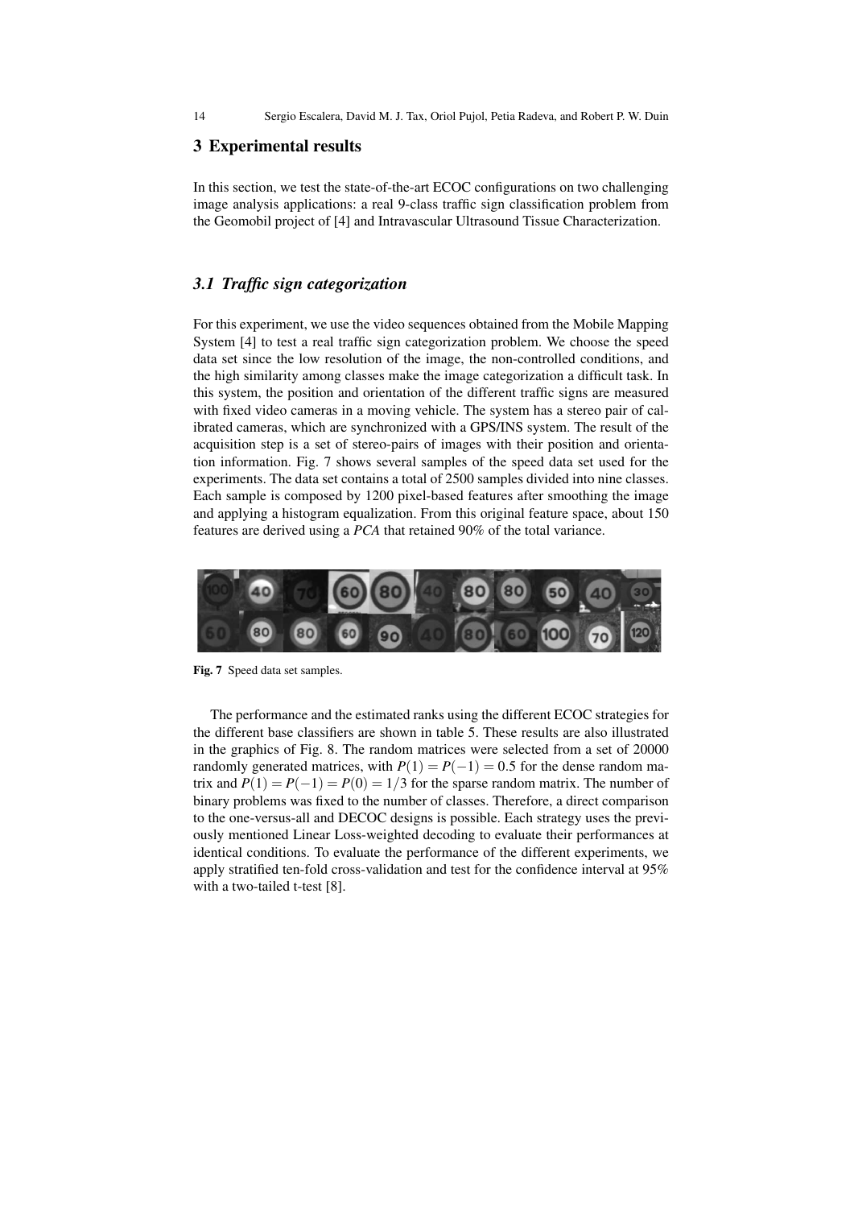## 3 Experimental results

In this section, we test the state-of-the-art ECOC configurations on two challenging image analysis applications: a real 9-class traffic sign classification problem from the Geomobil project of [4] and Intravascular Ultrasound Tissue Characterization.

### *3.1 Traffic sign categorization*

For this experiment, we use the video sequences obtained from the Mobile Mapping System [4] to test a real traffic sign categorization problem. We choose the speed data set since the low resolution of the image, the non-controlled conditions, and the high similarity among classes make the image categorization a difficult task. In this system, the position and orientation of the different traffic signs are measured with fixed video cameras in a moving vehicle. The system has a stereo pair of calibrated cameras, which are synchronized with a GPS/INS system. The result of the acquisition step is a set of stereo-pairs of images with their position and orientation information. Fig. 7 shows several samples of the speed data set used for the experiments. The data set contains a total of 2500 samples divided into nine classes. Each sample is composed by 1200 pixel-based features after smoothing the image and applying a histogram equalization. From this original feature space, about 150 features are derived using a *PCA* that retained 90% of the total variance.

**Fig. 7** Speed data set samples.

The performance and the estimated ranks using the different ECOC strategies for the different base classifiers are shown in table 5. These results are also illustrated in the graphics of Fig. 8. The random matrices were selected from a set of 20000 randomly generated matrices, with $P(1) = P(-1) = 0.5$ for the dense random matrix and $P(1) = P(-1) = P(0) = 1/3$ for the sparse random matrix. The number of binary problems was fixed to the number of classes. Therefore, a direct comparison to the one-versus-all and DECOC designs is possible. Each strategy uses the previously mentioned Linear Loss-weighted decoding to evaluate their performances at identical conditions. To evaluate the performance of the different experiments, we apply stratified ten-fold cross-validation and test for the confidence interval at 95% with a two-tailed t-test [8].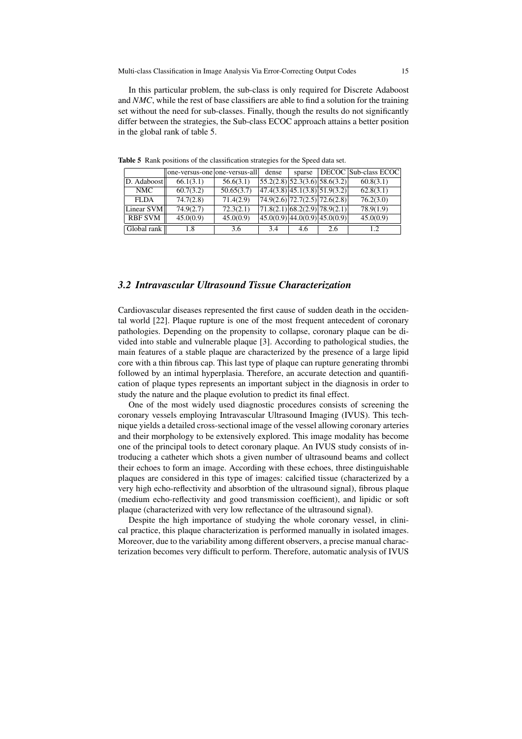In this particular problem, the sub-class is only required for Discrete Adaboost and *NMC*, while the rest of base classifiers are able to find a solution for the training set without the need for sub-classes. Finally, though the results do not significantly differ between the strategies, the Sub-class ECOC approach attains a better position in the global rank of table 5.

**Table 5** Rank positions of the classification strategies for the Speed data set.

| | one-versus-one | one-versus-all | dense | sparse | DECOC | Sub-class ECOC |
|---|---|---|---|---|---|---|
| D. Adaboost | 66.1(3.1) | 56.6(3.1) | 55.2(2.8) | 52.3(3.6) | 58.6(3.2) | 60.8(3.1) |
| NMC | 60.7(3.2) | 50.65(3.7) | 47.4(3.8) | 45.1(3.8) | 51.9(3.2) | 62.8(3.1) |
| FLDA | 74.7(2.8) | 71.4(2.9) | 74.9(2.6) | 72.7(2.5) | 72.6(2.8) | 76.2(3.0) |
| Linear SVM | 74.9(2.7) | 72.3(2.1) | 71.8(2.1) | 68.2(2.9) | 78.9(2.1) | 78.9(1.9) |
| RBF SVM | 45.0(0.9) | 45.0(0.9) | 45.0(0.9) | 44.0(0.9) | 45.0(0.9) | 45.0(0.9) |
| Global rank | 1.8 | 3.6 | 3.4 | 4.6 | 2.6 | 1.2 |

### 3.2 Intravascular Ultrasound Tissue Characterization

Cardiovascular diseases represented the first cause of sudden death in the occidental world [22]. Plaque rupture is one of the most frequent antecedent of coronary pathologies. Depending on the propensity to collapse, coronary plaque can be divided into stable and vulnerable plaque [3]. According to pathological studies, the main features of a stable plaque are characterized by the presence of a large lipid core with a thin fibrous cap. This last type of plaque can rupture generating thrombi followed by an intimal hyperplasia. Therefore, an accurate detection and quantification of plaque types represents an important subject in the diagnosis in order to study the nature and the plaque evolution to predict its final effect.

One of the most widely used diagnostic procedures consists of screening the coronary vessels employing Intravascular Ultrasound Imaging (IVUS). This technique yields a detailed cross-sectional image of the vessel allowing coronary arteries and their morphology to be extensively explored. This image modality has become one of the principal tools to detect coronary plaque. An IVUS study consists of introducing a catheter which shots a given number of ultrasound beams and collect their echoes to form an image. According with these echoes, three distinguishable plaques are considered in this type of images: calcified tissue (characterized by a very high echo-reflectivity and absorbtion of the ultrasound signal), fibrous plaque (medium echo-reflectivity and good transmission coefficient), and lipidic or soft plaque (characterized with very low reflectance of the ultrasound signal).

Despite the high importance of studying the whole coronary vessel, in clinical practice, this plaque characterization is performed manually in isolated images. Moreover, due to the variability among different observers, a precise manual characterization becomes very difficult to perform. Therefore, automatic analysis of IVUS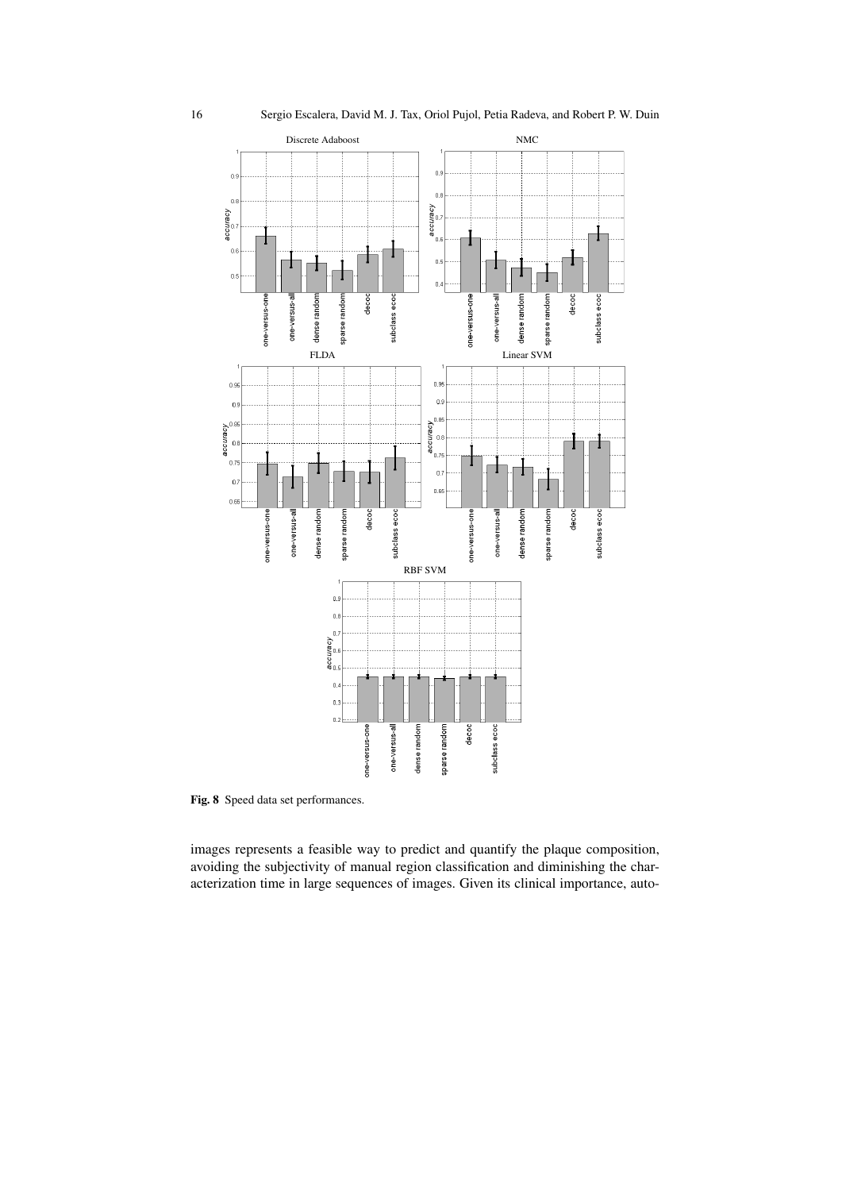Fig. 8 Speed data set performances.

images represents a feasible way to predict and quantify the plaque composition, avoiding the subjectivity of manual region classification and diminishing the characterization time in large sequences of images. Given its clinical importance, auto-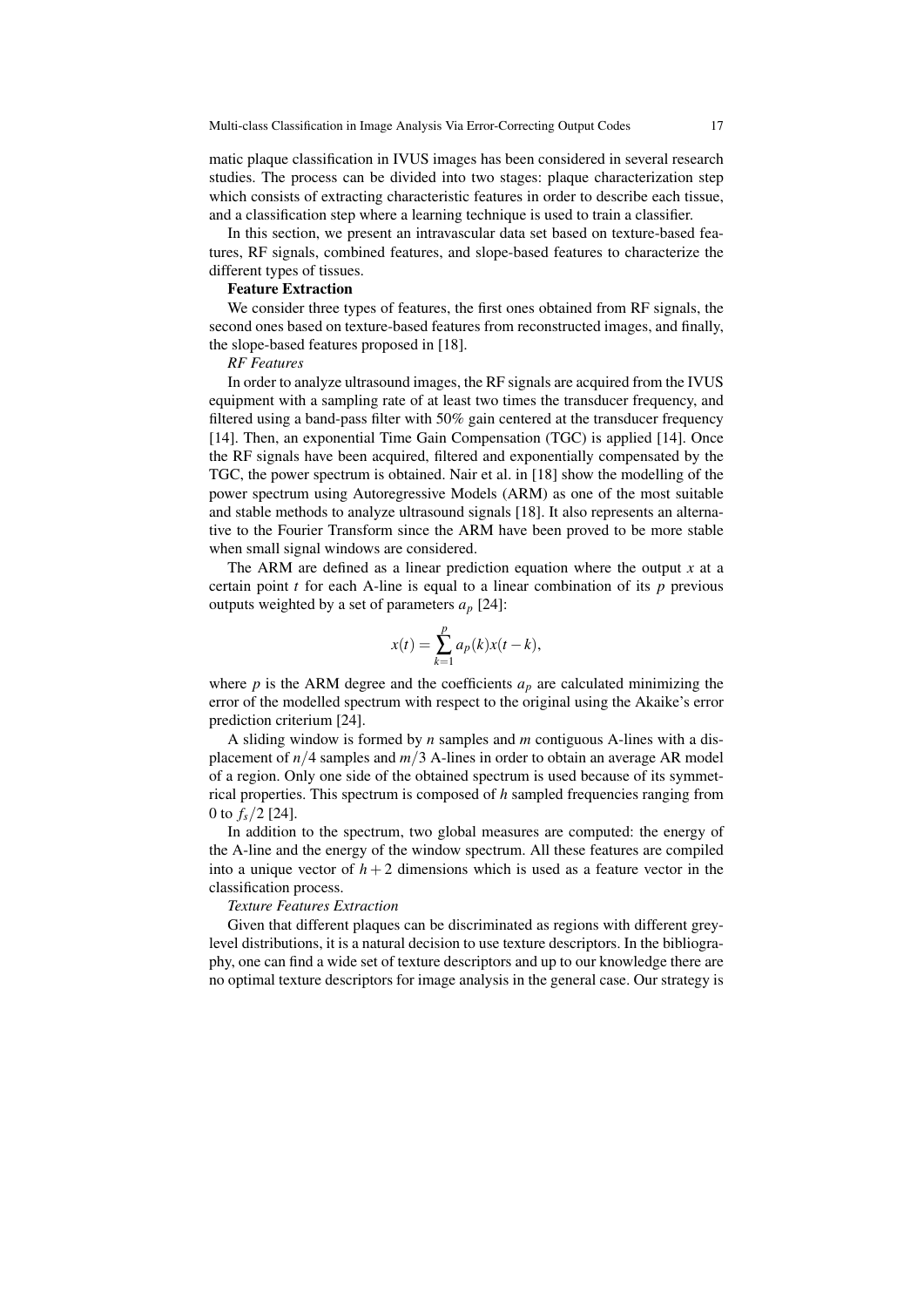matic plaque classification in IVUS images has been considered in several research studies. The process can be divided into two stages: plaque characterization step which consists of extracting characteristic features in order to describe each tissue, and a classification step where a learning technique is used to train a classifier.

In this section, we present an intravascular data set based on texture-based features, RF signals, combined features, and slope-based features to characterize the different types of tissues.

**Feature Extraction**

We consider three types of features, the first ones obtained from RF signals, the second ones based on texture-based features from reconstructed images, and finally, the slope-based features proposed in [18].

*RF Features*

In order to analyze ultrasound images, the RF signals are acquired from the IVUS equipment with a sampling rate of at least two times the transducer frequency, and filtered using a band-pass filter with 50% gain centered at the transducer frequency [14]. Then, an exponential Time Gain Compensation (TGC) is applied [14]. Once the RF signals have been acquired, filtered and exponentially compensated by the TGC, the power spectrum is obtained. Nair et al. in [18] show the modelling of the power spectrum using Autoregressive Models (ARM) as one of the most suitable and stable methods to analyze ultrasound signals [18]. It also represents an alternative to the Fourier Transform since the ARM have been proved to be more stable when small signal windows are considered.

The ARM are defined as a linear prediction equation where the output $x$ at a certain point $t$ for each A-line is equal to a linear combination of its $p$ previous outputs weighted by a set of parameters $a_p$ [24]:

$$x(t) = \sum_{k=1}^{p} a_p(k)x(t-k),$$

where $p$ is the ARM degree and the coefficients $a_p$ are calculated minimizing the error of the modelled spectrum with respect to the original using the Akaike's error prediction criterium [24].

A sliding window is formed by $n$ samples and $m$ contiguous A-lines with a displacement of $n/4$ samples and $m/3$ A-lines in order to obtain an average AR model of a region. Only one side of the obtained spectrum is used because of its symmetrical properties. This spectrum is composed of $h$ sampled frequencies ranging from 0 to $f_s/2$ [24].

In addition to the spectrum, two global measures are computed: the energy of the A-line and the energy of the window spectrum. All these features are compiled into a unique vector of $h+2$ dimensions which is used as a feature vector in the classification process.

*Texture Features Extraction*

Given that different plaques can be discriminated as regions with different grey-level distributions, it is a natural decision to use texture descriptors. In the bibliography, one can find a wide set of texture descriptors and up to our knowledge there are no optimal texture descriptors for image analysis in the general case. Our strategy is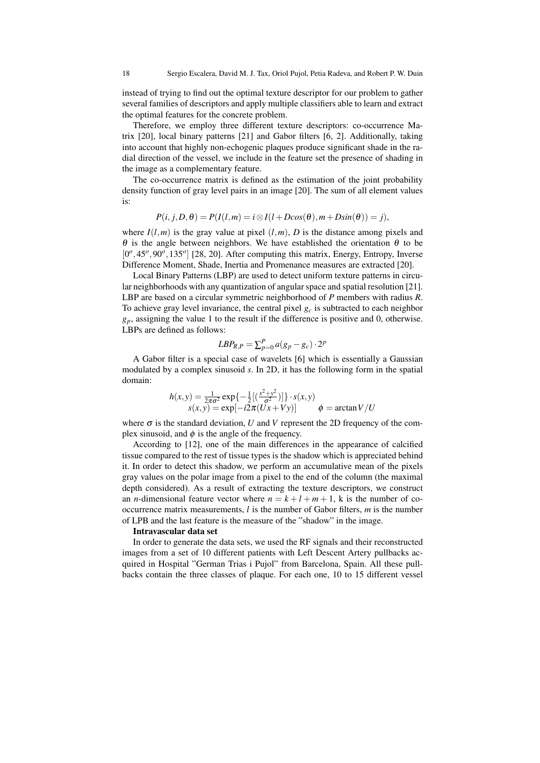instead of trying to find out the optimal texture descriptor for our problem to gather several families of descriptors and apply multiple classifiers able to learn and extract the optimal features for the concrete problem.

Therefore, we employ three different texture descriptors: co-occurrence Matrix [20], local binary patterns [21] and Gabor filters [6, 2]. Additionally, taking into account that highly non-echogenic plaques produce significant shade in the radial direction of the vessel, we include in the feature set the presence of shading in the image as a complementary feature.

The co-occurrence matrix is defined as the estimation of the joint probability density function of gray level pairs in an image [20]. The sum of all element values is:

$$P(i,j,D,\theta) = P(I(l,m) = i \otimes I(l + Dcos(\theta), m + Dsin(\theta)) = j),$$

where $I(l,m)$ is the gray value at pixel $(l,m)$, $D$ is the distance among pixels and $\theta$ is the angle between neighbors. We have established the orientation $\theta$ to be $[0^o, 45^o, 90^o, 135^o]$ [28, 20]. After computing this matrix, Energy, Entropy, Inverse Difference Moment, Shade, Inertia and Promenance measures are extracted [20].

Local Binary Patterns (LBP) are used to detect uniform texture patterns in circular neighborhoods with any quantization of angular space and spatial resolution [21]. LBP are based on a circular symmetric neighborhood of $P$ members with radius $R$. To achieve gray level invariance, the central pixel $g_c$ is subtracted to each neighbor $g_p$, assigning the value 1 to the result if the difference is positive and 0, otherwise. LBPs are defined as follows:

$$LBP_{R,P} = \sum_{p=0}^{P} a(g_p - g_c) \cdot 2^p$$

A Gabor filter is a special case of wavelets [6] which is essentially a Gaussian modulated by a complex sinusoid $s$. In 2D, it has the following form in the spatial domain:

$$h(x,y) = \frac{1}{2\pi\sigma^2} \exp\{-\frac{1}{2}[(\frac{x^2+y^2}{\sigma^2})]\} \cdot s(x,y)$$
$$s(x,y) = \exp[-i2\pi(Ux+Vy)] \qquad \phi = \arctan V/U$$

where $\sigma$ is the standard deviation, $U$ and $V$ represent the 2D frequency of the complex sinusoid, and $\phi$ is the angle of the frequency.

According to [12], one of the main differences in the appearance of calcified tissue compared to the rest of tissue types is the shadow which is appreciated behind it. In order to detect this shadow, we perform an accumulative mean of the pixels gray values on the polar image from a pixel to the end of the column (the maximal depth considered). As a result of extracting the texture descriptors, we construct an $n$-dimensional feature vector where $n = k + l + m + 1$, k is the number of co-occurrence matrix measurements, $l$ is the number of Gabor filters, $m$ is the number of LPB and the last feature is the measure of the "shadow" in the image.

**Intravascular data set**

In order to generate the data sets, we used the RF signals and their reconstructed images from a set of 10 different patients with Left Descent Artery pullbacks acquired in Hospital "German Trias i Pujol" from Barcelona, Spain. All these pullbacks contain the three classes of plaque. For each one, 10 to 15 different vessel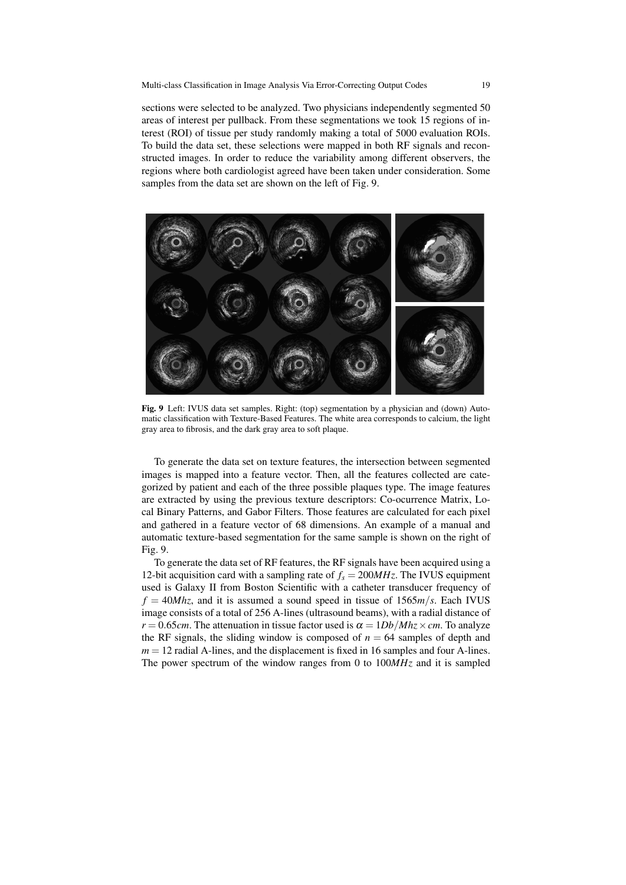sections were selected to be analyzed. Two physicians independently segmented 50 areas of interest per pullback. From these segmentations we took 15 regions of interest (ROI) of tissue per study randomly making a total of 5000 evaluation ROIs. To build the data set, these selections were mapped in both RF signals and reconstructed images. In order to reduce the variability among different observers, the regions where both cardiologist agreed have been taken under consideration. Some samples from the data set are shown on the left of Fig. 9.

**Fig. 9** Left: IVUS data set samples. Right: (top) segmentation by a physician and (down) Automatic classification with Texture-Based Features. The white area corresponds to calcium, the light gray area to fibrosis, and the dark gray area to soft plaque.

To generate the data set on texture features, the intersection between segmented images is mapped into a feature vector. Then, all the features collected are categorized by patient and each of the three possible plaques type. The image features are extracted by using the previous texture descriptors: Co-ocurrence Matrix, Local Binary Patterns, and Gabor Filters. Those features are calculated for each pixel and gathered in a feature vector of 68 dimensions. An example of a manual and automatic texture-based segmentation for the same sample is shown on the right of Fig. 9.

To generate the data set of RF features, the RF signals have been acquired using a 12-bit acquisition card with a sampling rate of $f_s = 200MHz$. The IVUS equipment used is Galaxy II from Boston Scientific with a catheter transducer frequency of $f = 40Mhz$, and it is assumed a sound speed in tissue of $1565m/s$. Each IVUS image consists of a total of 256 A-lines (ultrasound beams), with a radial distance of $r = 0.65cm$. The attenuation in tissue factor used is $\alpha = 1Db/Mhz \times cm$. To analyze the RF signals, the sliding window is composed of $n = 64$ samples of depth and $m = 12$ radial A-lines, and the displacement is fixed in 16 samples and four A-lines. The power spectrum of the window ranges from 0 to $100MHz$ and it is sampled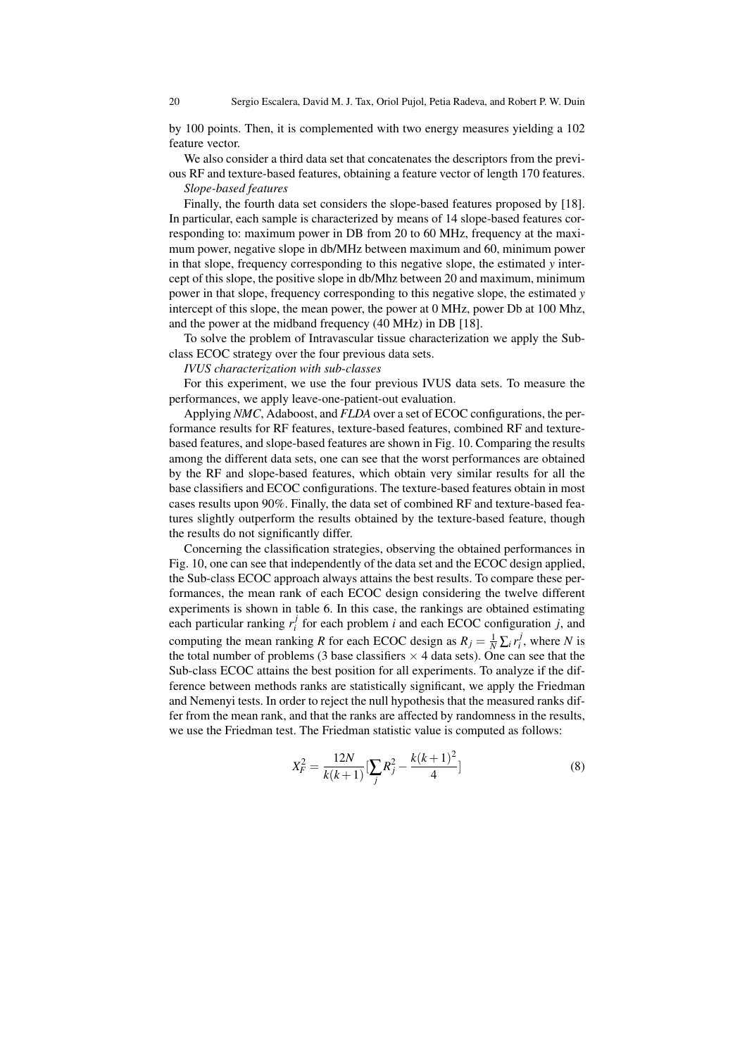by 100 points. Then, it is complemented with two energy measures yielding a 102 feature vector.

We also consider a third data set that concatenates the descriptors from the previous RF and texture-based features, obtaining a feature vector of length 170 features.

*Slope-based features*

Finally, the fourth data set considers the slope-based features proposed by [18]. In particular, each sample is characterized by means of 14 slope-based features corresponding to: maximum power in DB from 20 to 60 MHz, frequency at the maximum power, negative slope in db/MHz between maximum and 60, minimum power in that slope, frequency corresponding to this negative slope, the estimated $y$ intercept of this slope, the positive slope in db/Mhz between 20 and maximum, minimum power in that slope, frequency corresponding to this negative slope, the estimated $y$ intercept of this slope, the mean power, the power at 0 MHz, power Db at 100 Mhz, and the power at the midband frequency (40 MHz) in DB [18].

To solve the problem of Intravascular tissue characterization we apply the Subclass ECOC strategy over the four previous data sets.

*IVUS characterization with sub-classes*

For this experiment, we use the four previous IVUS data sets. To measure the performances, we apply leave-one-patient-out evaluation.

Applying *NMC*, Adaboost, and *FLDA* over a set of ECOC configurations, the performance results for RF features, texture-based features, combined RF and texture-based features, and slope-based features are shown in Fig. 10. Comparing the results among the different data sets, one can see that the worst performances are obtained by the RF and slope-based features, which obtain very similar results for all the base classifiers and ECOC configurations. The texture-based features obtain in most cases results upon 90%. Finally, the data set of combined RF and texture-based features slightly outperform the results obtained by the texture-based feature, though the results do not significantly differ.

Concerning the classification strategies, observing the obtained performances in Fig. 10, one can see that independently of the data set and the ECOC design applied, the Sub-class ECOC approach always attains the best results. To compare these performances, the mean rank of each ECOC design considering the twelve different experiments is shown in table 6. In this case, the rankings are obtained estimating each particular ranking $r_i^j$ for each problem $i$ and each ECOC configuration $j$, and computing the mean ranking $R$ for each ECOC design as $R_j = \frac{1}{N}\sum_i r_i^j$, where $N$ is the total number of problems (3 base classifiers $\times$ 4 data sets). One can see that the Sub-class ECOC attains the best position for all experiments. To analyze if the difference between methods ranks are statistically significant, we apply the Friedman and Nemenyi tests. In order to reject the null hypothesis that the measured ranks differ from the mean rank, and that the ranks are affected by randomness in the results, we use the Friedman test. The Friedman statistic value is computed as follows:

$$X_F^2 = \frac{12N}{k(k+1)}\left[\sum_j R_j^2 - \frac{k(k+1)^2}{4}\right] \tag{8}$$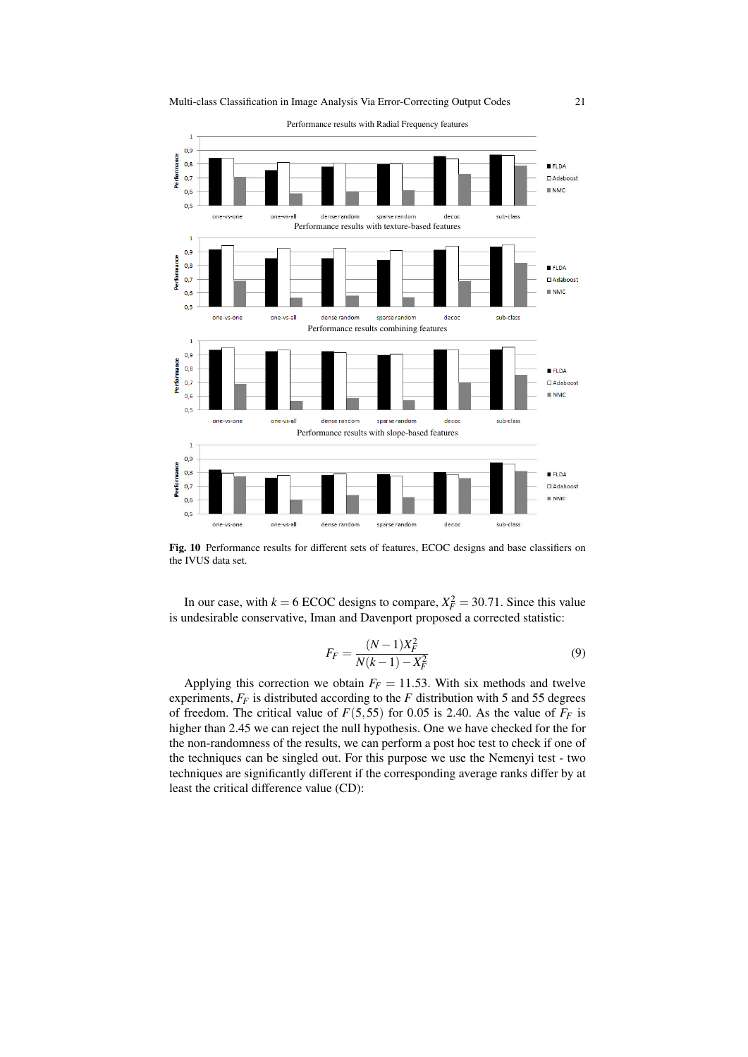Fig. 10 Performance results for different sets of features, ECOC designs and base classifiers on the IVUS data set.

In our case, with $k = 6$ ECOC designs to compare, $X_F^2 = 30.71$. Since this value is undesirable conservative, Iman and Davenport proposed a corrected statistic:

$$F_F = \frac{(N-1)X_F^2}{N(k-1) - X_F^2} \tag{9}$$

Applying this correction we obtain $F_F = 11.53$. With six methods and twelve experiments, $F_F$ is distributed according to the $F$ distribution with 5 and 55 degrees of freedom. The critical value of $F(5,55)$ for 0.05 is 2.40. As the value of $F_F$ is higher than 2.45 we can reject the null hypothesis. One we have checked for the for the non-randomness of the results, we can perform a post hoc test to check if one of the techniques can be singled out. For this purpose we use the Nemenyi test - two techniques are significantly different if the corresponding average ranks differ by at least the critical difference value (CD):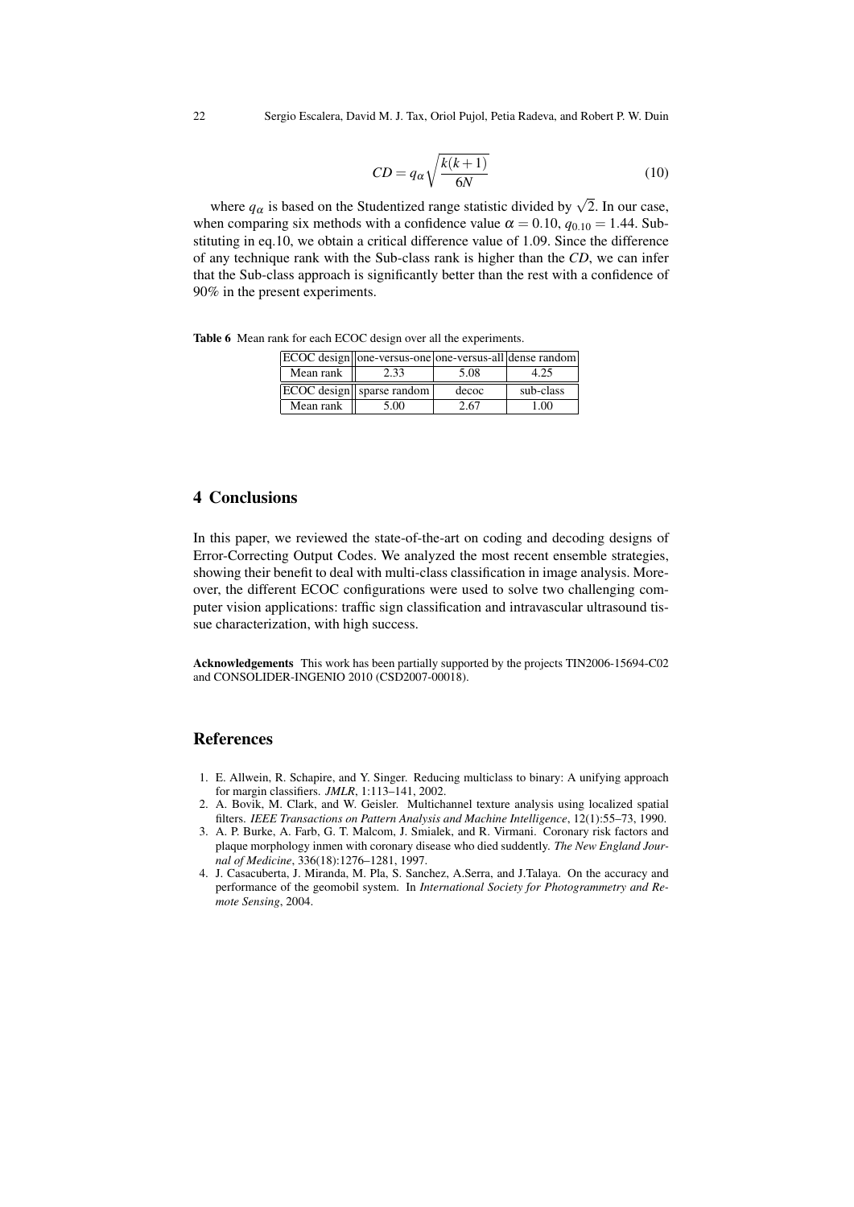$$CD = q_\alpha \sqrt{\frac{k(k+1)}{6N}} \tag{10}$$

where $q_\alpha$ is based on the Studentized range statistic divided by $\sqrt{2}$. In our case, when comparing six methods with a confidence value $\alpha = 0.10$, $q_{0.10} = 1.44$. Substituting in eq.10, we obtain a critical difference value of 1.09. Since the difference of any technique rank with the Sub-class rank is higher than the *CD*, we can infer that the Sub-class approach is significantly better than the rest with a confidence of 90% in the present experiments.

**Table 6** Mean rank for each ECOC design over all the experiments.

| ECOC design | one-versus-one | one-versus-all | dense random |
|---|---|---|---|
| Mean rank | 2.33 | 5.08 | 4.25 |
| **ECOC design** | **sparse random** | **decoc** | **sub-class** |
| Mean rank | 5.00 | 2.67 | 1.00 |

## 4 Conclusions

In this paper, we reviewed the state-of-the-art on coding and decoding designs of Error-Correcting Output Codes. We analyzed the most recent ensemble strategies, showing their benefit to deal with multi-class classification in image analysis. Moreover, the different ECOC configurations were used to solve two challenging computer vision applications: traffic sign classification and intravascular ultrasound tissue characterization, with high success.

**Acknowledgements** This work has been partially supported by the projects TIN2006-15694-C02 and CONSOLIDER-INGENIO 2010 (CSD2007-00018).

## References

1. E. Allwein, R. Schapire, and Y. Singer. Reducing multiclass to binary: A unifying approach for margin classifiers. *JMLR*, 1:113–141, 2002.
2. A. Bovik, M. Clark, and W. Geisler. Multichannel texture analysis using localized spatial filters. *IEEE Transactions on Pattern Analysis and Machine Intelligence*, 12(1):55–73, 1990.
3. A. P. Burke, A. Farb, G. T. Malcom, J. Smialek, and R. Virmani. Coronary risk factors and plaque morphology inmen with coronary disease who died suddently. *The New England Journal of Medicine*, 336(18):1276–1281, 1997.
4. J. Casacuberta, J. Miranda, M. Pla, S. Sanchez, A.Serra, and J.Talaya. On the accuracy and performance of the geomobil system. In *International Society for Photogrammetry and Remote Sensing*, 2004.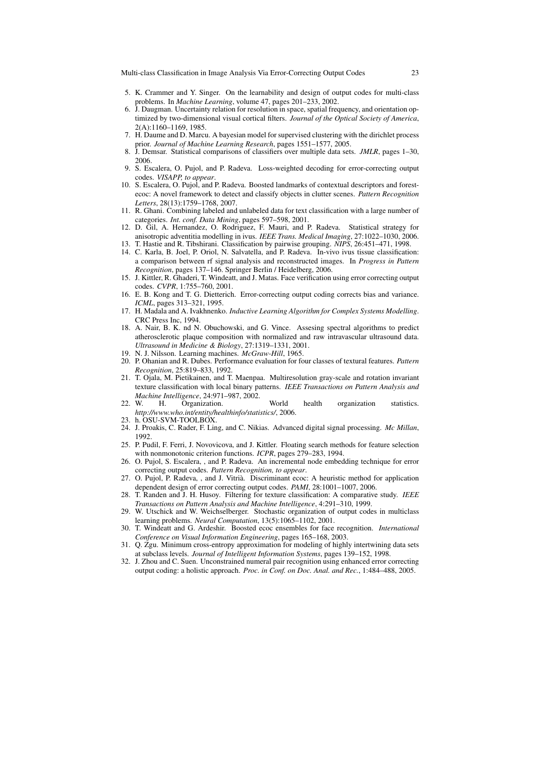5. K. Crammer and Y. Singer. On the learnability and design of output codes for multi-class problems. In *Machine Learning*, volume 47, pages 201–233, 2002.
6. J. Daugman. Uncertainty relation for resolution in space, spatial frequency, and orientation optimized by two-dimensional visual cortical filters. *Journal of the Optical Society of America*, 2(A):1160–1169, 1985.
7. H. Daume and D. Marcu. A bayesian model for supervised clustering with the dirichlet process prior. *Journal of Machine Learning Research*, pages 1551–1577, 2005.
8. J. Demsar. Statistical comparisons of classifiers over multiple data sets. *JMLR*, pages 1–30, 2006.
9. S. Escalera, O. Pujol, and P. Radeva. Loss-weighted decoding for error-correcting output codes. *VISAPP, to appear*.
10. S. Escalera, O. Pujol, and P. Radeva. Boosted landmarks of contextual descriptors and forest-ecoc: A novel framework to detect and classify objects in clutter scenes. *Pattern Recognition Letters*, 28(13):1759–1768, 2007.
11. R. Ghani. Combining labeled and unlabeled data for text classification with a large number of categories. *Int. conf. Data Mining*, pages 597–598, 2001.
12. D. Gil, A. Hernandez, O. Rodriguez, F. Mauri, and P. Radeva. Statistical strategy for anisotropic adventitia modelling in ivus. *IEEE Trans. Medical Imaging*, 27:1022–1030, 2006.
13. T. Hastie and R. Tibshirani. Classification by pairwise grouping. *NIPS*, 26:451–471, 1998.
14. C. Karla, B. Joel, P. Oriol, N. Salvatella, and P. Radeva. In-vivo ivus tissue classification: a comparison between rf signal analysis and reconstructed images. In *Progress in Pattern Recognition*, pages 137–146. Springer Berlin / Heidelberg, 2006.
15. J. Kittler, R. Ghaderi, T. Windeatt, and J. Matas. Face verification using error correcting output codes. *CVPR*, 1:755–760, 2001.
16. E. B. Kong and T. G. Dietterich. Error-correcting output coding corrects bias and variance. *ICML*, pages 313–321, 1995.
17. H. Madala and A. Ivakhnenko. *Inductive Learning Algorithm for Complex Systems Modelling*. CRC Press Inc, 1994.
18. A. Nair, B. K. nd N. Obuchowski, and G. Vince. Assesing spectral algorithms to predict atherosclerotic plaque composition with normalized and raw intravascular ultrasound data. *Ultrasound in Medicine & Biology*, 27:1319–1331, 2001.
19. N. J. Nilsson. Learning machines. *McGraw-Hill*, 1965.
20. P. Ohanian and R. Dubes. Performance evaluation for four classes of textural features. *Pattern Recognition*, 25:819–833, 1992.
21. T. Ojala, M. Pietikainen, and T. Maenpaa. Multiresolution gray-scale and rotation invariant texture classification with local binary patterns. *IEEE Transactions on Pattern Analysis and Machine Intelligence*, 24:971–987, 2002.
22. W. H. Organization. World health organization statistics. *http://www.who.int/entity/healthinfo/statistics/*, 2006.
23. h. OSU-SVM-TOOLBOX.
24. J. Proakis, C. Rader, F. Ling, and C. Nikias. Advanced digital signal processing. *Mc Millan*, 1992.
25. P. Pudil, F. Ferri, J. Novovicova, and J. Kittler. Floating search methods for feature selection with nonmonotonic criterion functions. *ICPR*, pages 279–283, 1994.
26. O. Pujol, S. Escalera, , and P. Radeva. An incremental node embedding technique for error correcting output codes. *Pattern Recognition, to appear*.
27. O. Pujol, P. Radeva, , and J. Vitrià. Discriminant ecoc: A heuristic method for application dependent design of error correcting output codes. *PAMI*, 28:1001–1007, 2006.
28. T. Randen and J. H. Husoy. Filtering for texture classification: A comparative study. *IEEE Transactions on Pattern Analysis and Machine Intelligence*, 4:291–310, 1999.
29. W. Utschick and W. Weichselberger. Stochastic organization of output codes in multiclass learning problems. *Neural Computation*, 13(5):1065–1102, 2001.
30. T. Windeatt and G. Ardeshir. Boosted ecoc ensembles for face recognition. *International Conference on Visual Information Engineering*, pages 165–168, 2003.
31. Q. Zgu. Minimum cross-entropy approximation for modeling of highly intertwining data sets at subclass levels. *Journal of Intelligent Information Systems*, pages 139–152, 1998.
32. J. Zhou and C. Suen. Unconstrained numeral pair recognition using enhanced error correcting output coding: a holistic approach. *Proc. in Conf. on Doc. Anal. and Rec.*, 1:484–488, 2005.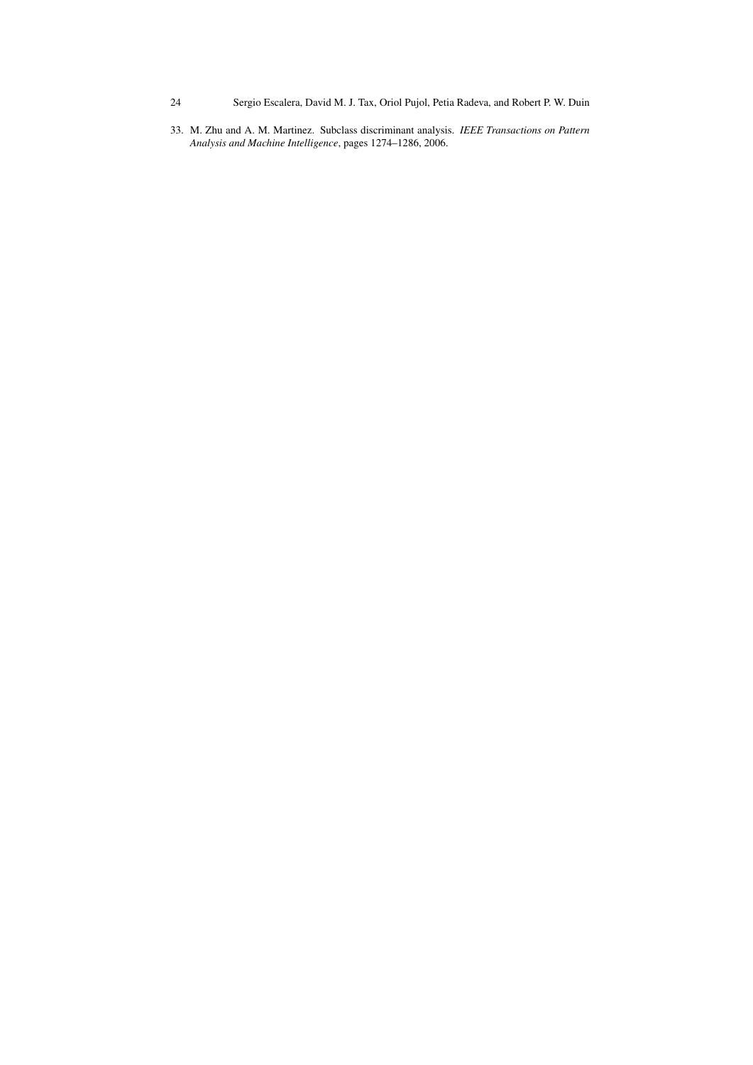33. M. Zhu and A. M. Martinez. Subclass discriminant analysis. *IEEE Transactions on Pattern Analysis and Machine Intelligence*, pages 1274–1286, 2006.